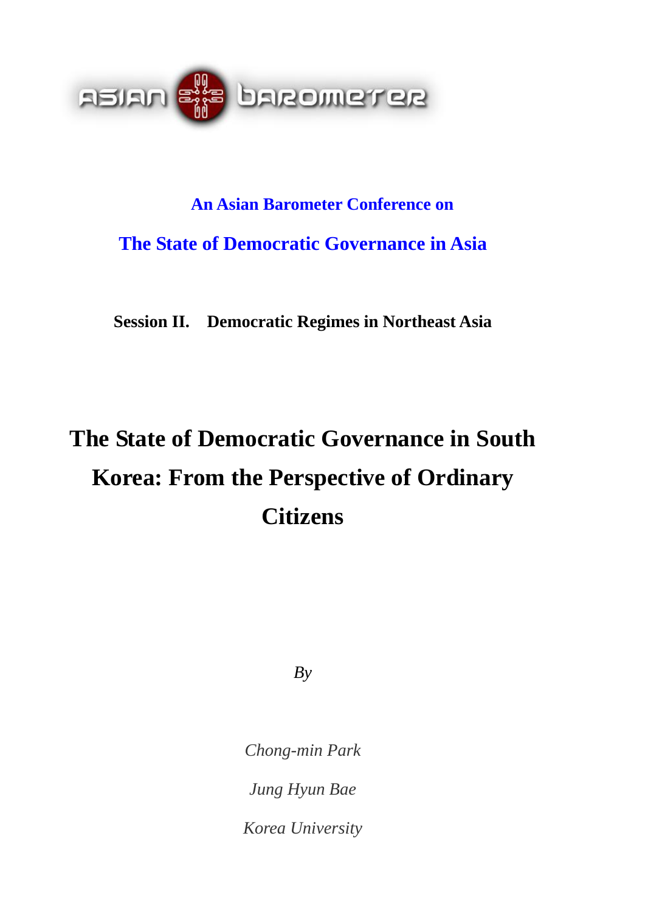ASIAN BAROMETER

**An Asian Barometer Conference on**

**The State of Democratic Governance in Asia**

**Session II. Democratic Regimes in Northeast Asia**

# The State of Democratic Governance in South Korea: From the Perspective of Ordinary Citizens

*By*

*Chong-min Park*

*Jung Hyun Bae*

*Korea University*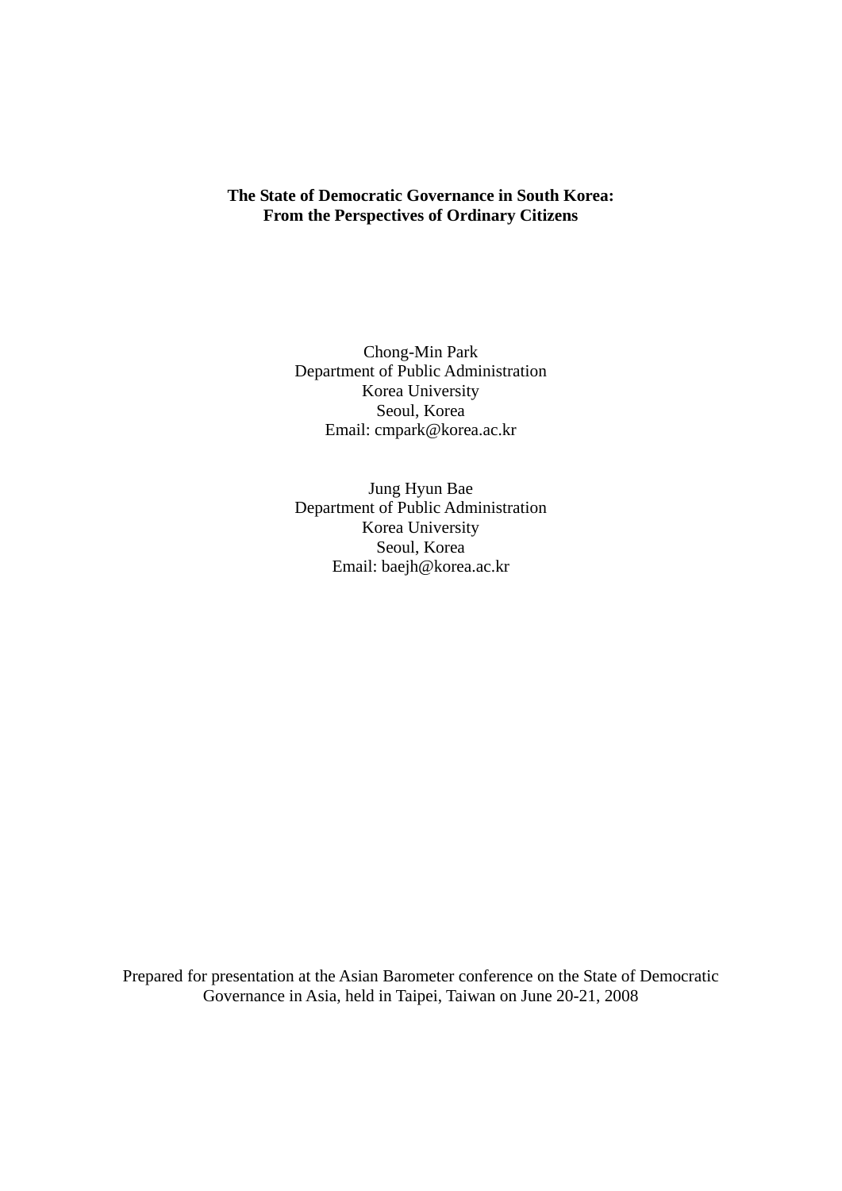**The State of Democratic Governance in South Korea:**
**From the Perspectives of Ordinary Citizens**

Chong-Min Park
Department of Public Administration
Korea University
Seoul, Korea
Email: cmpark@korea.ac.kr

Jung Hyun Bae
Department of Public Administration
Korea University
Seoul, Korea
Email: baejh@korea.ac.kr

Prepared for presentation at the Asian Barometer conference on the State of Democratic Governance in Asia, held in Taipei, Taiwan on June 20-21, 2008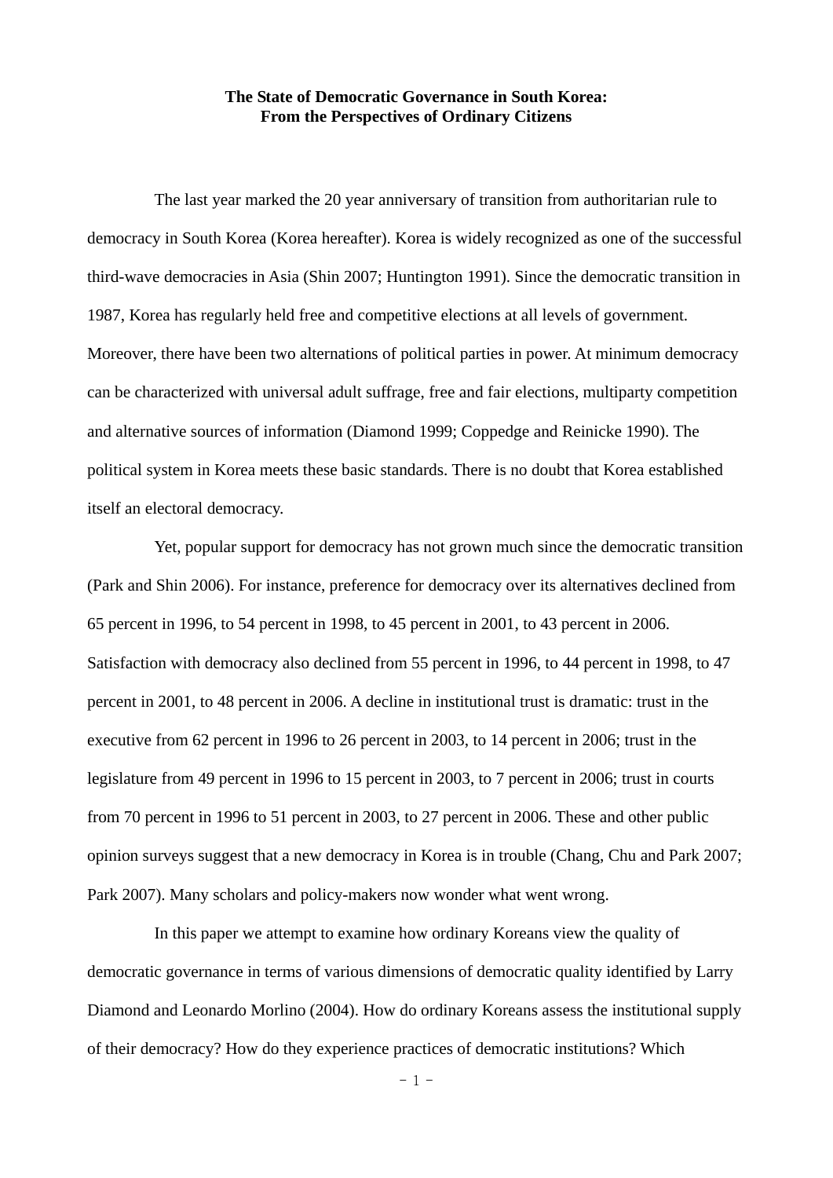**The State of Democratic Governance in South Korea:**
**From the Perspectives of Ordinary Citizens**

The last year marked the 20 year anniversary of transition from authoritarian rule to democracy in South Korea (Korea hereafter). Korea is widely recognized as one of the successful third-wave democracies in Asia (Shin 2007; Huntington 1991). Since the democratic transition in 1987, Korea has regularly held free and competitive elections at all levels of government. Moreover, there have been two alternations of political parties in power. At minimum democracy can be characterized with universal adult suffrage, free and fair elections, multiparty competition and alternative sources of information (Diamond 1999; Coppedge and Reinicke 1990). The political system in Korea meets these basic standards. There is no doubt that Korea established itself an electoral democracy.

Yet, popular support for democracy has not grown much since the democratic transition (Park and Shin 2006). For instance, preference for democracy over its alternatives declined from 65 percent in 1996, to 54 percent in 1998, to 45 percent in 2001, to 43 percent in 2006. Satisfaction with democracy also declined from 55 percent in 1996, to 44 percent in 1998, to 47 percent in 2001, to 48 percent in 2006. A decline in institutional trust is dramatic: trust in the executive from 62 percent in 1996 to 26 percent in 2003, to 14 percent in 2006; trust in the legislature from 49 percent in 1996 to 15 percent in 2003, to 7 percent in 2006; trust in courts from 70 percent in 1996 to 51 percent in 2003, to 27 percent in 2006. These and other public opinion surveys suggest that a new democracy in Korea is in trouble (Chang, Chu and Park 2007; Park 2007). Many scholars and policy-makers now wonder what went wrong.

In this paper we attempt to examine how ordinary Koreans view the quality of democratic governance in terms of various dimensions of democratic quality identified by Larry Diamond and Leonardo Morlino (2004). How do ordinary Koreans assess the institutional supply of their democracy? How do they experience practices of democratic institutions? Which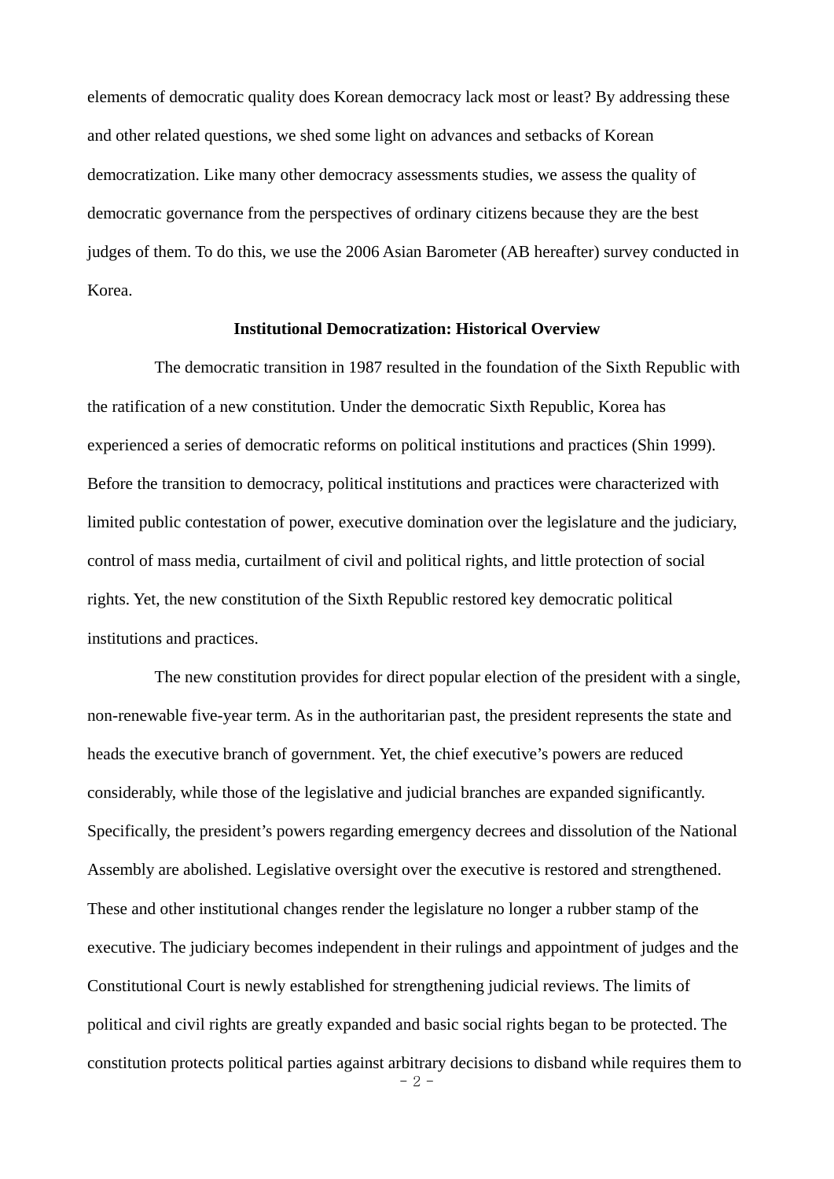elements of democratic quality does Korean democracy lack most or least? By addressing these and other related questions, we shed some light on advances and setbacks of Korean democratization. Like many other democracy assessments studies, we assess the quality of democratic governance from the perspectives of ordinary citizens because they are the best judges of them. To do this, we use the 2006 Asian Barometer (AB hereafter) survey conducted in Korea.

## Institutional Democratization: Historical Overview

The democratic transition in 1987 resulted in the foundation of the Sixth Republic with the ratification of a new constitution. Under the democratic Sixth Republic, Korea has experienced a series of democratic reforms on political institutions and practices (Shin 1999). Before the transition to democracy, political institutions and practices were characterized with limited public contestation of power, executive domination over the legislature and the judiciary, control of mass media, curtailment of civil and political rights, and little protection of social rights. Yet, the new constitution of the Sixth Republic restored key democratic political institutions and practices.

The new constitution provides for direct popular election of the president with a single, non-renewable five-year term. As in the authoritarian past, the president represents the state and heads the executive branch of government. Yet, the chief executive's powers are reduced considerably, while those of the legislative and judicial branches are expanded significantly. Specifically, the president's powers regarding emergency decrees and dissolution of the National Assembly are abolished. Legislative oversight over the executive is restored and strengthened. These and other institutional changes render the legislature no longer a rubber stamp of the executive. The judiciary becomes independent in their rulings and appointment of judges and the Constitutional Court is newly established for strengthening judicial reviews. The limits of political and civil rights are greatly expanded and basic social rights began to be protected. The constitution protects political parties against arbitrary decisions to disband while requires them to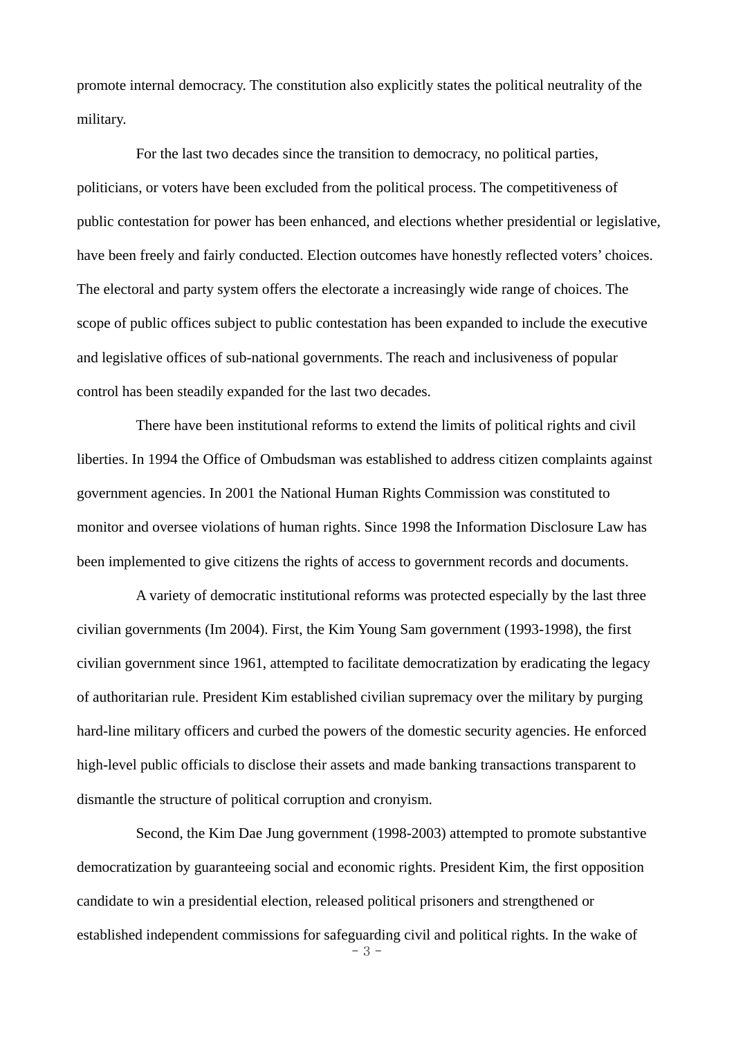promote internal democracy. The constitution also explicitly states the political neutrality of the military.

For the last two decades since the transition to democracy, no political parties, politicians, or voters have been excluded from the political process. The competitiveness of public contestation for power has been enhanced, and elections whether presidential or legislative, have been freely and fairly conducted. Election outcomes have honestly reflected voters' choices. The electoral and party system offers the electorate a increasingly wide range of choices. The scope of public offices subject to public contestation has been expanded to include the executive and legislative offices of sub-national governments. The reach and inclusiveness of popular control has been steadily expanded for the last two decades.

There have been institutional reforms to extend the limits of political rights and civil liberties. In 1994 the Office of Ombudsman was established to address citizen complaints against government agencies. In 2001 the National Human Rights Commission was constituted to monitor and oversee violations of human rights. Since 1998 the Information Disclosure Law has been implemented to give citizens the rights of access to government records and documents.

A variety of democratic institutional reforms was protected especially by the last three civilian governments (Im 2004). First, the Kim Young Sam government (1993-1998), the first civilian government since 1961, attempted to facilitate democratization by eradicating the legacy of authoritarian rule. President Kim established civilian supremacy over the military by purging hard-line military officers and curbed the powers of the domestic security agencies. He enforced high-level public officials to disclose their assets and made banking transactions transparent to dismantle the structure of political corruption and cronyism.

Second, the Kim Dae Jung government (1998-2003) attempted to promote substantive democratization by guaranteeing social and economic rights. President Kim, the first opposition candidate to win a presidential election, released political prisoners and strengthened or established independent commissions for safeguarding civil and political rights. In the wake of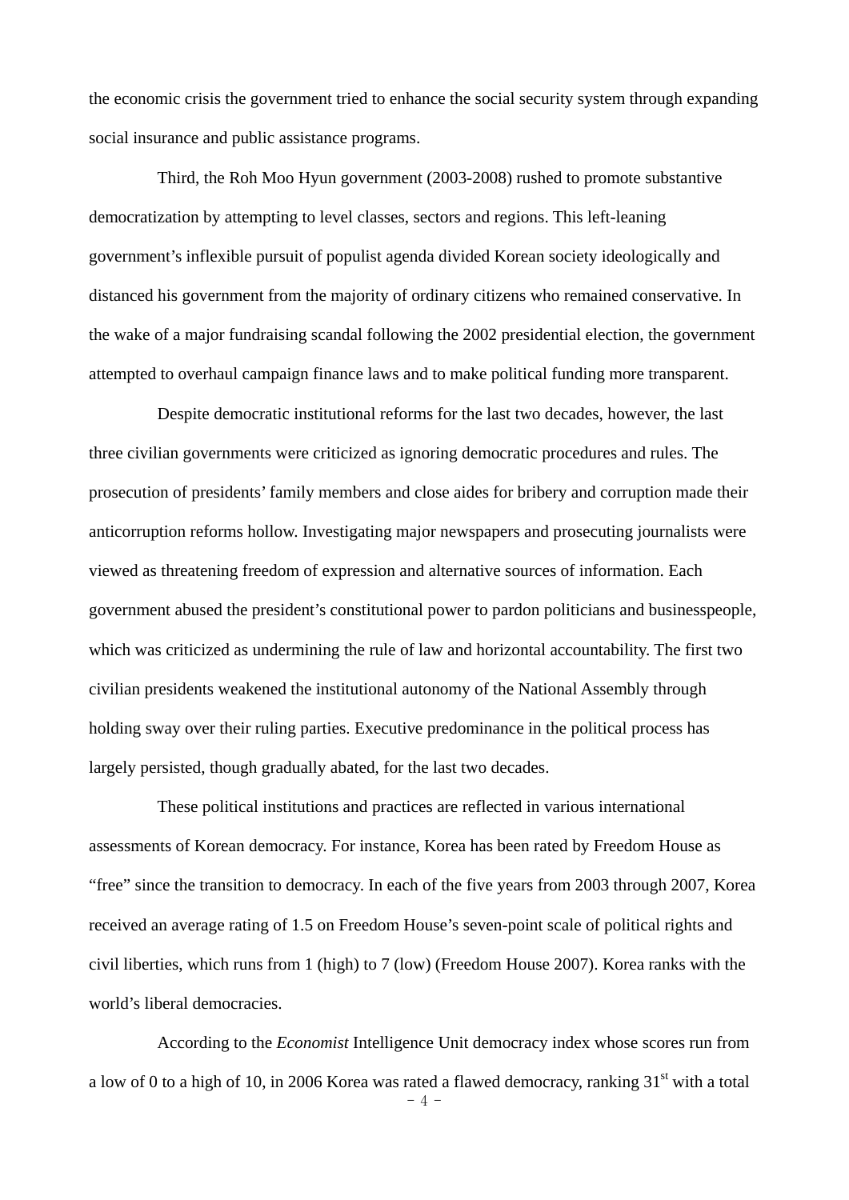the economic crisis the government tried to enhance the social security system through expanding social insurance and public assistance programs.

Third, the Roh Moo Hyun government (2003-2008) rushed to promote substantive democratization by attempting to level classes, sectors and regions. This left-leaning government's inflexible pursuit of populist agenda divided Korean society ideologically and distanced his government from the majority of ordinary citizens who remained conservative. In the wake of a major fundraising scandal following the 2002 presidential election, the government attempted to overhaul campaign finance laws and to make political funding more transparent.

Despite democratic institutional reforms for the last two decades, however, the last three civilian governments were criticized as ignoring democratic procedures and rules. The prosecution of presidents' family members and close aides for bribery and corruption made their anticorruption reforms hollow. Investigating major newspapers and prosecuting journalists were viewed as threatening freedom of expression and alternative sources of information. Each government abused the president's constitutional power to pardon politicians and businesspeople, which was criticized as undermining the rule of law and horizontal accountability. The first two civilian presidents weakened the institutional autonomy of the National Assembly through holding sway over their ruling parties. Executive predominance in the political process has largely persisted, though gradually abated, for the last two decades.

These political institutions and practices are reflected in various international assessments of Korean democracy. For instance, Korea has been rated by Freedom House as "free" since the transition to democracy. In each of the five years from 2003 through 2007, Korea received an average rating of 1.5 on Freedom House's seven-point scale of political rights and civil liberties, which runs from 1 (high) to 7 (low) (Freedom House 2007). Korea ranks with the world's liberal democracies.

According to the *Economist* Intelligence Unit democracy index whose scores run from a low of 0 to a high of 10, in 2006 Korea was rated a flawed democracy, ranking 31st with a total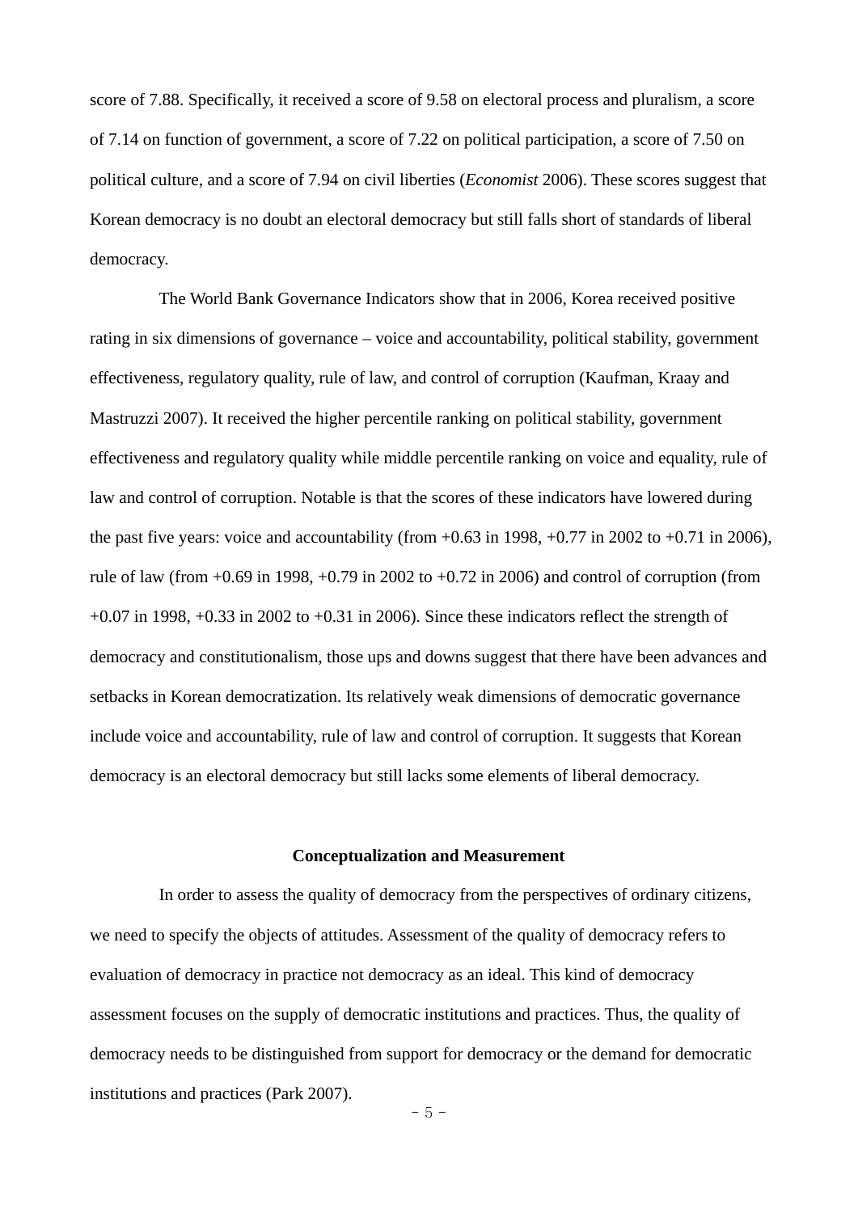score of 7.88. Specifically, it received a score of 9.58 on electoral process and pluralism, a score of 7.14 on function of government, a score of 7.22 on political participation, a score of 7.50 on political culture, and a score of 7.94 on civil liberties (*Economist* 2006). These scores suggest that Korean democracy is no doubt an electoral democracy but still falls short of standards of liberal democracy.

The World Bank Governance Indicators show that in 2006, Korea received positive rating in six dimensions of governance – voice and accountability, political stability, government effectiveness, regulatory quality, rule of law, and control of corruption (Kaufman, Kraay and Mastruzzi 2007). It received the higher percentile ranking on political stability, government effectiveness and regulatory quality while middle percentile ranking on voice and equality, rule of law and control of corruption. Notable is that the scores of these indicators have lowered during the past five years: voice and accountability (from +0.63 in 1998, +0.77 in 2002 to +0.71 in 2006), rule of law (from +0.69 in 1998, +0.79 in 2002 to +0.72 in 2006) and control of corruption (from +0.07 in 1998, +0.33 in 2002 to +0.31 in 2006). Since these indicators reflect the strength of democracy and constitutionalism, those ups and downs suggest that there have been advances and setbacks in Korean democratization. Its relatively weak dimensions of democratic governance include voice and accountability, rule of law and control of corruption. It suggests that Korean democracy is an electoral democracy but still lacks some elements of liberal democracy.

## Conceptualization and Measurement

In order to assess the quality of democracy from the perspectives of ordinary citizens, we need to specify the objects of attitudes. Assessment of the quality of democracy refers to evaluation of democracy in practice not democracy as an ideal. This kind of democracy assessment focuses on the supply of democratic institutions and practices. Thus, the quality of democracy needs to be distinguished from support for democracy or the demand for democratic institutions and practices (Park 2007).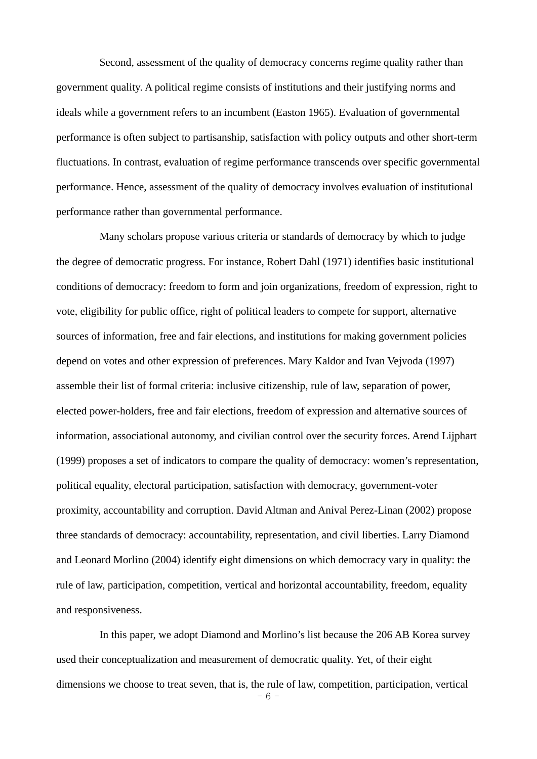Second, assessment of the quality of democracy concerns regime quality rather than government quality. A political regime consists of institutions and their justifying norms and ideals while a government refers to an incumbent (Easton 1965). Evaluation of governmental performance is often subject to partisanship, satisfaction with policy outputs and other short-term fluctuations. In contrast, evaluation of regime performance transcends over specific governmental performance. Hence, assessment of the quality of democracy involves evaluation of institutional performance rather than governmental performance.

Many scholars propose various criteria or standards of democracy by which to judge the degree of democratic progress. For instance, Robert Dahl (1971) identifies basic institutional conditions of democracy: freedom to form and join organizations, freedom of expression, right to vote, eligibility for public office, right of political leaders to compete for support, alternative sources of information, free and fair elections, and institutions for making government policies depend on votes and other expression of preferences. Mary Kaldor and Ivan Vejvoda (1997) assemble their list of formal criteria: inclusive citizenship, rule of law, separation of power, elected power-holders, free and fair elections, freedom of expression and alternative sources of information, associational autonomy, and civilian control over the security forces. Arend Lijphart (1999) proposes a set of indicators to compare the quality of democracy: women's representation, political equality, electoral participation, satisfaction with democracy, government-voter proximity, accountability and corruption. David Altman and Anival Perez-Linan (2002) propose three standards of democracy: accountability, representation, and civil liberties. Larry Diamond and Leonard Morlino (2004) identify eight dimensions on which democracy vary in quality: the rule of law, participation, competition, vertical and horizontal accountability, freedom, equality and responsiveness.

In this paper, we adopt Diamond and Morlino's list because the 206 AB Korea survey used their conceptualization and measurement of democratic quality. Yet, of their eight dimensions we choose to treat seven, that is, the rule of law, competition, participation, vertical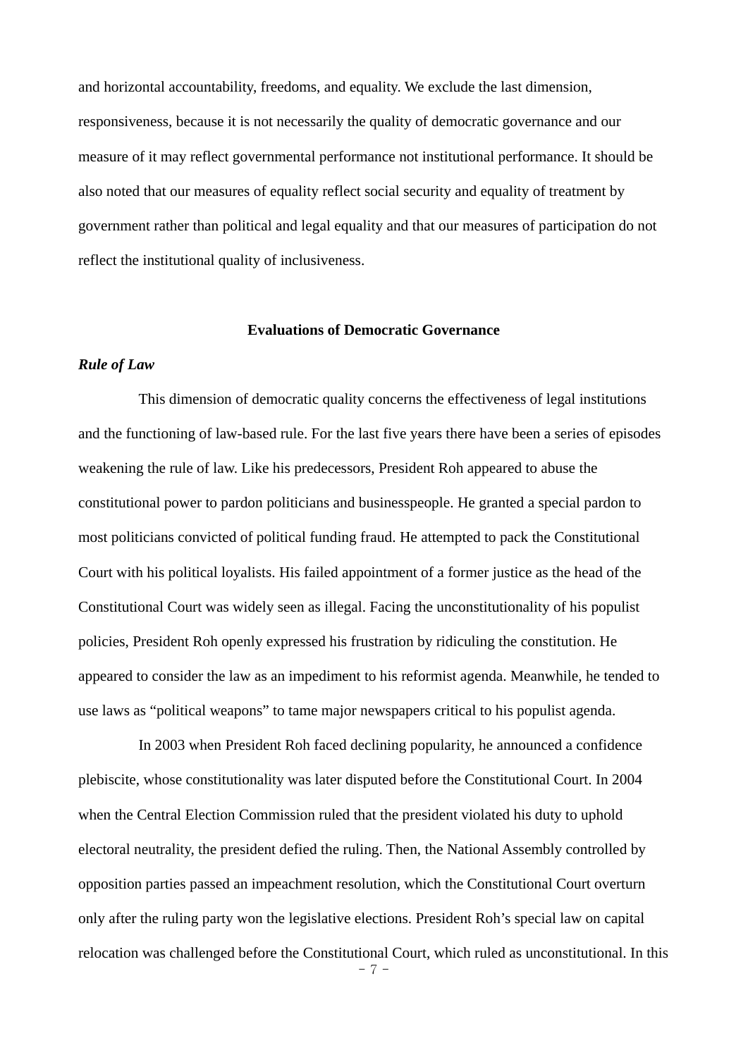and horizontal accountability, freedoms, and equality. We exclude the last dimension, responsiveness, because it is not necessarily the quality of democratic governance and our measure of it may reflect governmental performance not institutional performance. It should be also noted that our measures of equality reflect social security and equality of treatment by government rather than political and legal equality and that our measures of participation do not reflect the institutional quality of inclusiveness.

## Evaluations of Democratic Governance

### *Rule of Law*

This dimension of democratic quality concerns the effectiveness of legal institutions and the functioning of law-based rule. For the last five years there have been a series of episodes weakening the rule of law. Like his predecessors, President Roh appeared to abuse the constitutional power to pardon politicians and businesspeople. He granted a special pardon to most politicians convicted of political funding fraud. He attempted to pack the Constitutional Court with his political loyalists. His failed appointment of a former justice as the head of the Constitutional Court was widely seen as illegal. Facing the unconstitutionality of his populist policies, President Roh openly expressed his frustration by ridiculing the constitution. He appeared to consider the law as an impediment to his reformist agenda. Meanwhile, he tended to use laws as "political weapons" to tame major newspapers critical to his populist agenda.

In 2003 when President Roh faced declining popularity, he announced a confidence plebiscite, whose constitutionality was later disputed before the Constitutional Court. In 2004 when the Central Election Commission ruled that the president violated his duty to uphold electoral neutrality, the president defied the ruling. Then, the National Assembly controlled by opposition parties passed an impeachment resolution, which the Constitutional Court overturn only after the ruling party won the legislative elections. President Roh's special law on capital relocation was challenged before the Constitutional Court, which ruled as unconstitutional. In this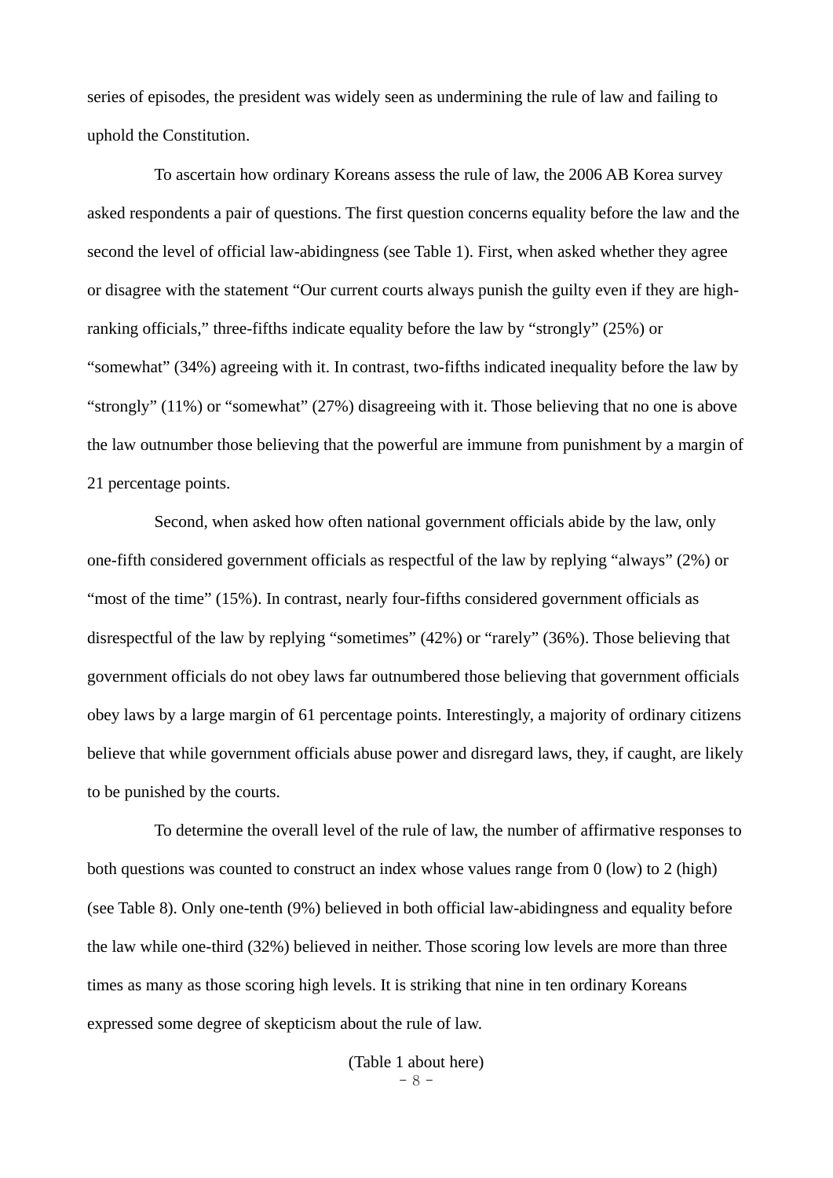series of episodes, the president was widely seen as undermining the rule of law and failing to uphold the Constitution.

To ascertain how ordinary Koreans assess the rule of law, the 2006 AB Korea survey asked respondents a pair of questions. The first question concerns equality before the law and the second the level of official law-abidingness (see Table 1). First, when asked whether they agree or disagree with the statement "Our current courts always punish the guilty even if they are high-ranking officials," three-fifths indicate equality before the law by "strongly" (25%) or "somewhat" (34%) agreeing with it. In contrast, two-fifths indicated inequality before the law by "strongly" (11%) or "somewhat" (27%) disagreeing with it. Those believing that no one is above the law outnumber those believing that the powerful are immune from punishment by a margin of 21 percentage points.

Second, when asked how often national government officials abide by the law, only one-fifth considered government officials as respectful of the law by replying "always" (2%) or "most of the time" (15%). In contrast, nearly four-fifths considered government officials as disrespectful of the law by replying "sometimes" (42%) or "rarely" (36%). Those believing that government officials do not obey laws far outnumbered those believing that government officials obey laws by a large margin of 61 percentage points. Interestingly, a majority of ordinary citizens believe that while government officials abuse power and disregard laws, they, if caught, are likely to be punished by the courts.

To determine the overall level of the rule of law, the number of affirmative responses to both questions was counted to construct an index whose values range from 0 (low) to 2 (high) (see Table 8). Only one-tenth (9%) believed in both official law-abidingness and equality before the law while one-third (32%) believed in neither. Those scoring low levels are more than three times as many as those scoring high levels. It is striking that nine in ten ordinary Koreans expressed some degree of skepticism about the rule of law.

(Table 1 about here)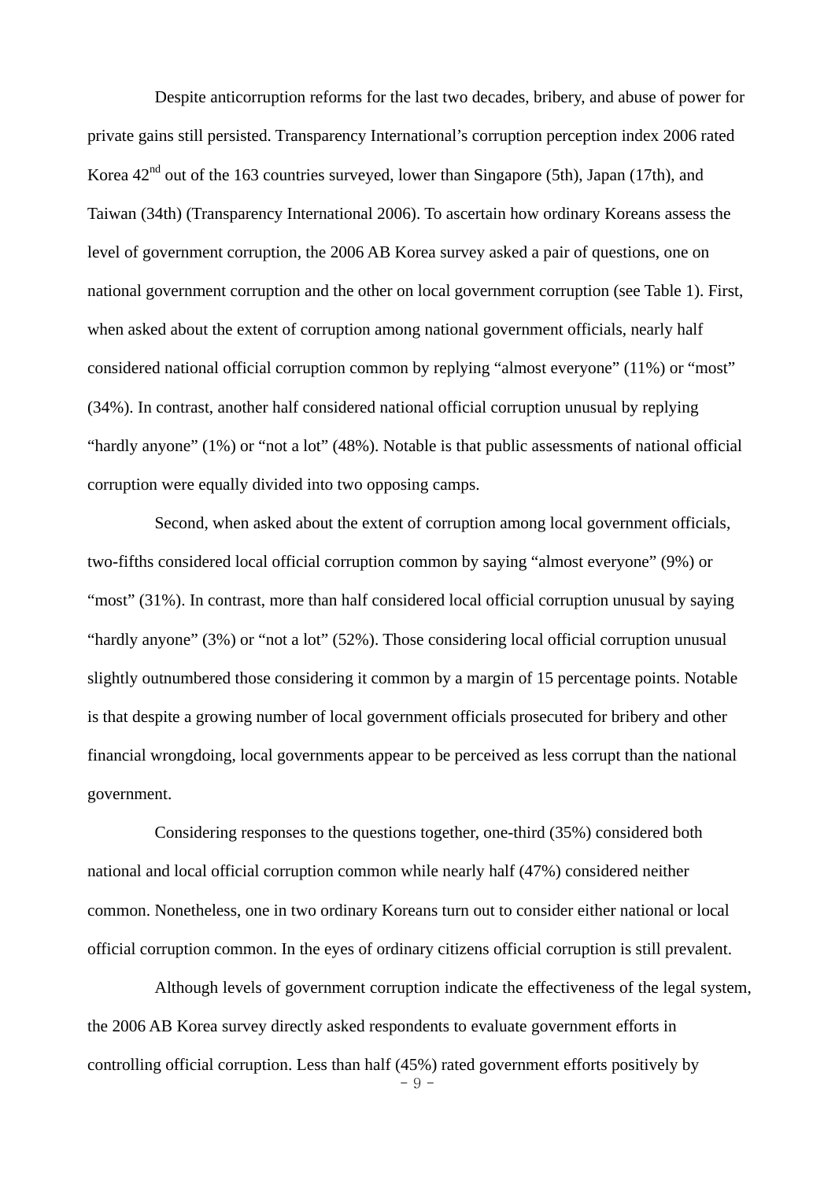Despite anticorruption reforms for the last two decades, bribery, and abuse of power for private gains still persisted. Transparency International's corruption perception index 2006 rated Korea 42nd out of the 163 countries surveyed, lower than Singapore (5th), Japan (17th), and Taiwan (34th) (Transparency International 2006). To ascertain how ordinary Koreans assess the level of government corruption, the 2006 AB Korea survey asked a pair of questions, one on national government corruption and the other on local government corruption (see Table 1). First, when asked about the extent of corruption among national government officials, nearly half considered national official corruption common by replying "almost everyone" (11%) or "most" (34%). In contrast, another half considered national official corruption unusual by replying "hardly anyone" (1%) or "not a lot" (48%). Notable is that public assessments of national official corruption were equally divided into two opposing camps.

Second, when asked about the extent of corruption among local government officials, two-fifths considered local official corruption common by saying "almost everyone" (9%) or "most" (31%). In contrast, more than half considered local official corruption unusual by saying "hardly anyone" (3%) or "not a lot" (52%). Those considering local official corruption unusual slightly outnumbered those considering it common by a margin of 15 percentage points. Notable is that despite a growing number of local government officials prosecuted for bribery and other financial wrongdoing, local governments appear to be perceived as less corrupt than the national government.

Considering responses to the questions together, one-third (35%) considered both national and local official corruption common while nearly half (47%) considered neither common. Nonetheless, one in two ordinary Koreans turn out to consider either national or local official corruption common. In the eyes of ordinary citizens official corruption is still prevalent.

Although levels of government corruption indicate the effectiveness of the legal system, the 2006 AB Korea survey directly asked respondents to evaluate government efforts in controlling official corruption. Less than half (45%) rated government efforts positively by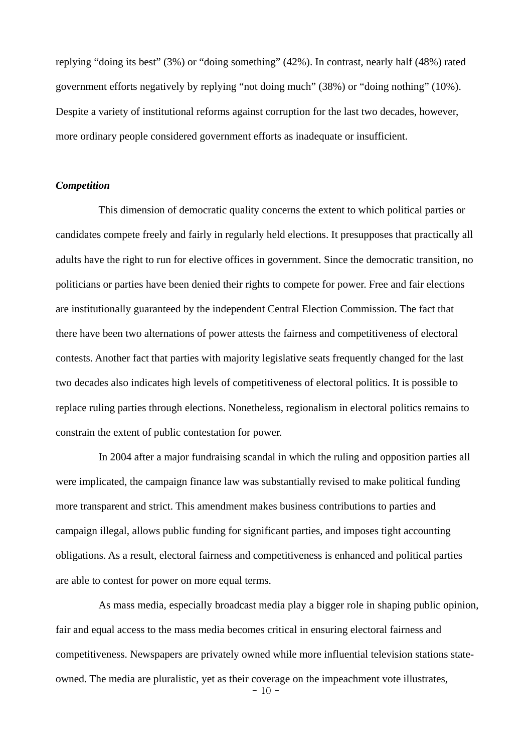replying "doing its best" (3%) or "doing something" (42%). In contrast, nearly half (48%) rated government efforts negatively by replying "not doing much" (38%) or "doing nothing" (10%). Despite a variety of institutional reforms against corruption for the last two decades, however, more ordinary people considered government efforts as inadequate or insufficient.

***Competition***

This dimension of democratic quality concerns the extent to which political parties or candidates compete freely and fairly in regularly held elections. It presupposes that practically all adults have the right to run for elective offices in government. Since the democratic transition, no politicians or parties have been denied their rights to compete for power. Free and fair elections are institutionally guaranteed by the independent Central Election Commission. The fact that there have been two alternations of power attests the fairness and competitiveness of electoral contests. Another fact that parties with majority legislative seats frequently changed for the last two decades also indicates high levels of competitiveness of electoral politics. It is possible to replace ruling parties through elections. Nonetheless, regionalism in electoral politics remains to constrain the extent of public contestation for power.

In 2004 after a major fundraising scandal in which the ruling and opposition parties all were implicated, the campaign finance law was substantially revised to make political funding more transparent and strict. This amendment makes business contributions to parties and campaign illegal, allows public funding for significant parties, and imposes tight accounting obligations. As a result, electoral fairness and competitiveness is enhanced and political parties are able to contest for power on more equal terms.

As mass media, especially broadcast media play a bigger role in shaping public opinion, fair and equal access to the mass media becomes critical in ensuring electoral fairness and competitiveness. Newspapers are privately owned while more influential television stations state-owned. The media are pluralistic, yet as their coverage on the impeachment vote illustrates,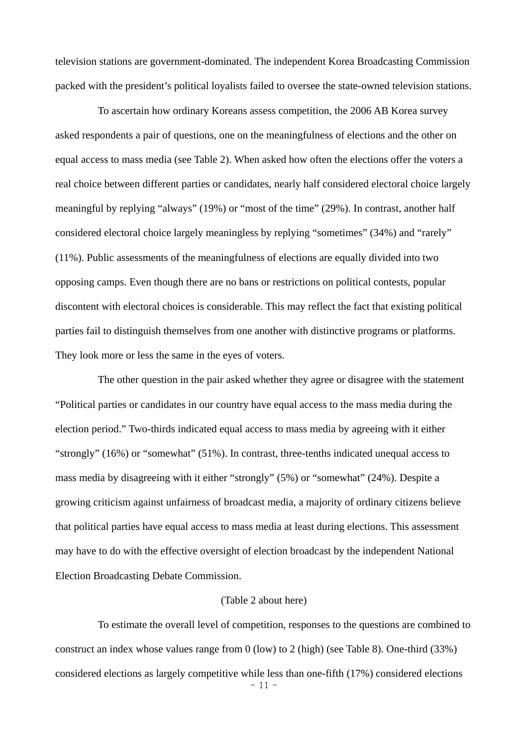television stations are government-dominated. The independent Korea Broadcasting Commission packed with the president's political loyalists failed to oversee the state-owned television stations.

To ascertain how ordinary Koreans assess competition, the 2006 AB Korea survey asked respondents a pair of questions, one on the meaningfulness of elections and the other on equal access to mass media (see Table 2). When asked how often the elections offer the voters a real choice between different parties or candidates, nearly half considered electoral choice largely meaningful by replying "always" (19%) or "most of the time" (29%). In contrast, another half considered electoral choice largely meaningless by replying "sometimes" (34%) and "rarely" (11%). Public assessments of the meaningfulness of elections are equally divided into two opposing camps. Even though there are no bans or restrictions on political contests, popular discontent with electoral choices is considerable. This may reflect the fact that existing political parties fail to distinguish themselves from one another with distinctive programs or platforms. They look more or less the same in the eyes of voters.

The other question in the pair asked whether they agree or disagree with the statement "Political parties or candidates in our country have equal access to the mass media during the election period." Two-thirds indicated equal access to mass media by agreeing with it either "strongly" (16%) or "somewhat" (51%). In contrast, three-tenths indicated unequal access to mass media by disagreeing with it either "strongly" (5%) or "somewhat" (24%). Despite a growing criticism against unfairness of broadcast media, a majority of ordinary citizens believe that political parties have equal access to mass media at least during elections. This assessment may have to do with the effective oversight of election broadcast by the independent National Election Broadcasting Debate Commission.

(Table 2 about here)

To estimate the overall level of competition, responses to the questions are combined to construct an index whose values range from 0 (low) to 2 (high) (see Table 8). One-third (33%) considered elections as largely competitive while less than one-fifth (17%) considered elections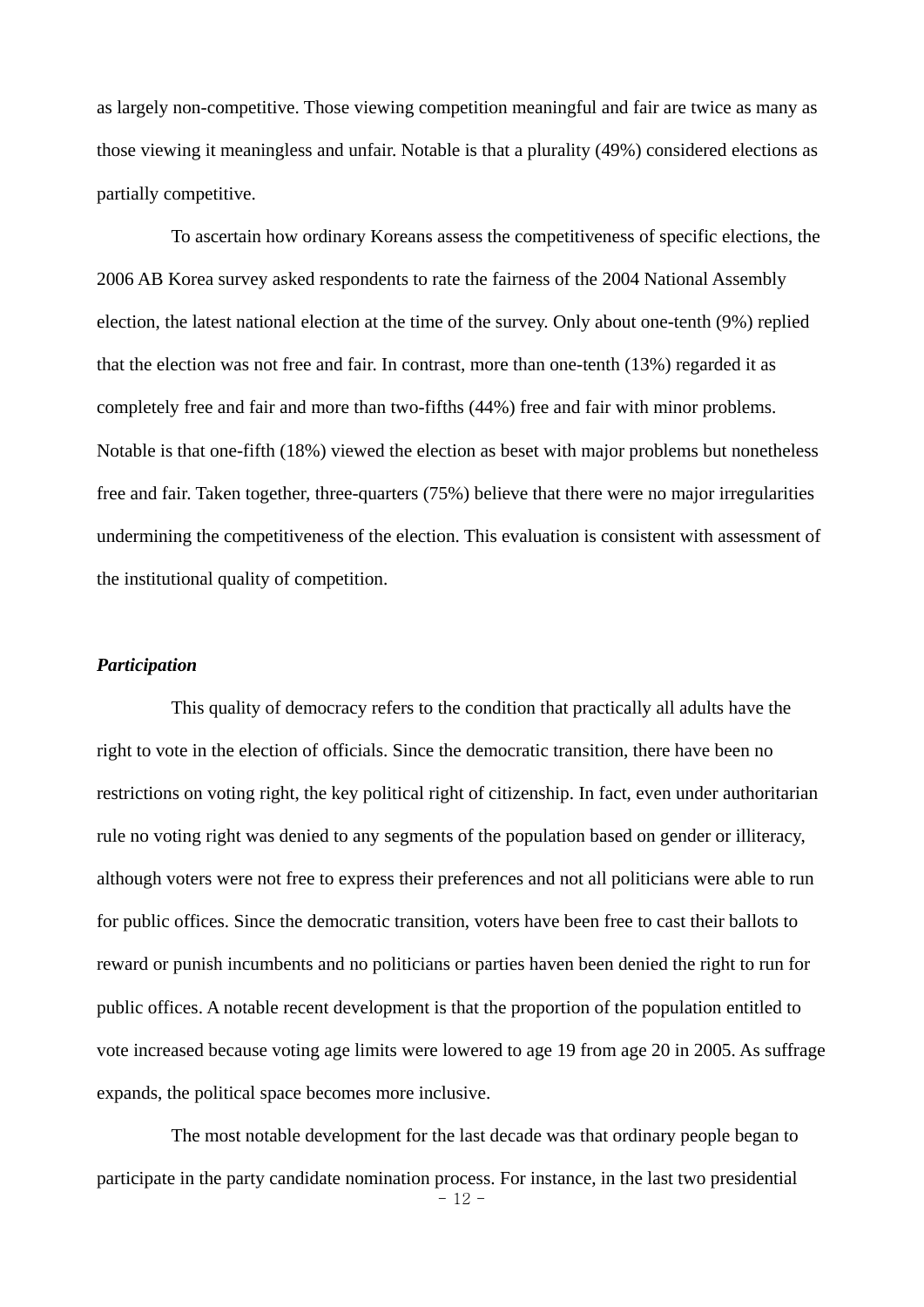as largely non-competitive. Those viewing competition meaningful and fair are twice as many as those viewing it meaningless and unfair. Notable is that a plurality (49%) considered elections as partially competitive.

To ascertain how ordinary Koreans assess the competitiveness of specific elections, the 2006 AB Korea survey asked respondents to rate the fairness of the 2004 National Assembly election, the latest national election at the time of the survey. Only about one-tenth (9%) replied that the election was not free and fair. In contrast, more than one-tenth (13%) regarded it as completely free and fair and more than two-fifths (44%) free and fair with minor problems. Notable is that one-fifth (18%) viewed the election as beset with major problems but nonetheless free and fair. Taken together, three-quarters (75%) believe that there were no major irregularities undermining the competitiveness of the election. This evaluation is consistent with assessment of the institutional quality of competition.

### *Participation*

This quality of democracy refers to the condition that practically all adults have the right to vote in the election of officials. Since the democratic transition, there have been no restrictions on voting right, the key political right of citizenship. In fact, even under authoritarian rule no voting right was denied to any segments of the population based on gender or illiteracy, although voters were not free to express their preferences and not all politicians were able to run for public offices. Since the democratic transition, voters have been free to cast their ballots to reward or punish incumbents and no politicians or parties haven been denied the right to run for public offices. A notable recent development is that the proportion of the population entitled to vote increased because voting age limits were lowered to age 19 from age 20 in 2005. As suffrage expands, the political space becomes more inclusive.

The most notable development for the last decade was that ordinary people began to participate in the party candidate nomination process. For instance, in the last two presidential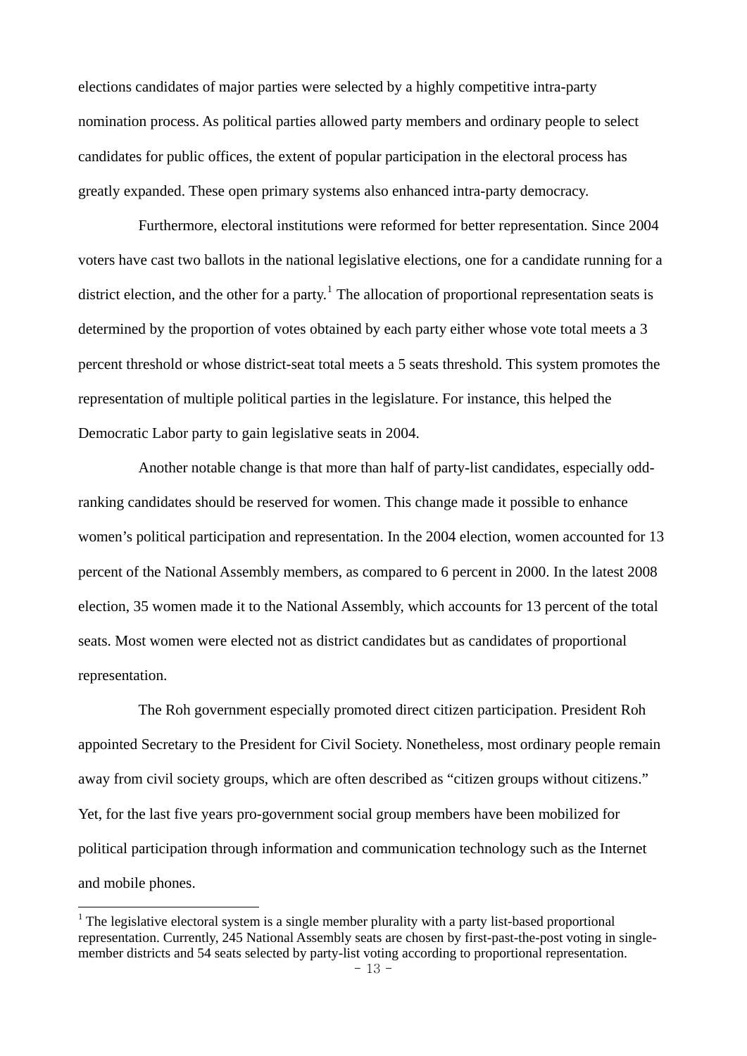elections candidates of major parties were selected by a highly competitive intra-party nomination process. As political parties allowed party members and ordinary people to select candidates for public offices, the extent of popular participation in the electoral process has greatly expanded. These open primary systems also enhanced intra-party democracy.

Furthermore, electoral institutions were reformed for better representation. Since 2004 voters have cast two ballots in the national legislative elections, one for a candidate running for a district election, and the other for a party.[1] The allocation of proportional representation seats is determined by the proportion of votes obtained by each party either whose vote total meets a 3 percent threshold or whose district-seat total meets a 5 seats threshold. This system promotes the representation of multiple political parties in the legislature. For instance, this helped the Democratic Labor party to gain legislative seats in 2004.

Another notable change is that more than half of party-list candidates, especially odd-ranking candidates should be reserved for women. This change made it possible to enhance women's political participation and representation. In the 2004 election, women accounted for 13 percent of the National Assembly members, as compared to 6 percent in 2000. In the latest 2008 election, 35 women made it to the National Assembly, which accounts for 13 percent of the total seats. Most women were elected not as district candidates but as candidates of proportional representation.

The Roh government especially promoted direct citizen participation. President Roh appointed Secretary to the President for Civil Society. Nonetheless, most ordinary people remain away from civil society groups, which are often described as "citizen groups without citizens." Yet, for the last five years pro-government social group members have been mobilized for political participation through information and communication technology such as the Internet and mobile phones.

[1] The legislative electoral system is a single member plurality with a party list-based proportional representation. Currently, 245 National Assembly seats are chosen by first-past-the-post voting in single-member districts and 54 seats selected by party-list voting according to proportional representation.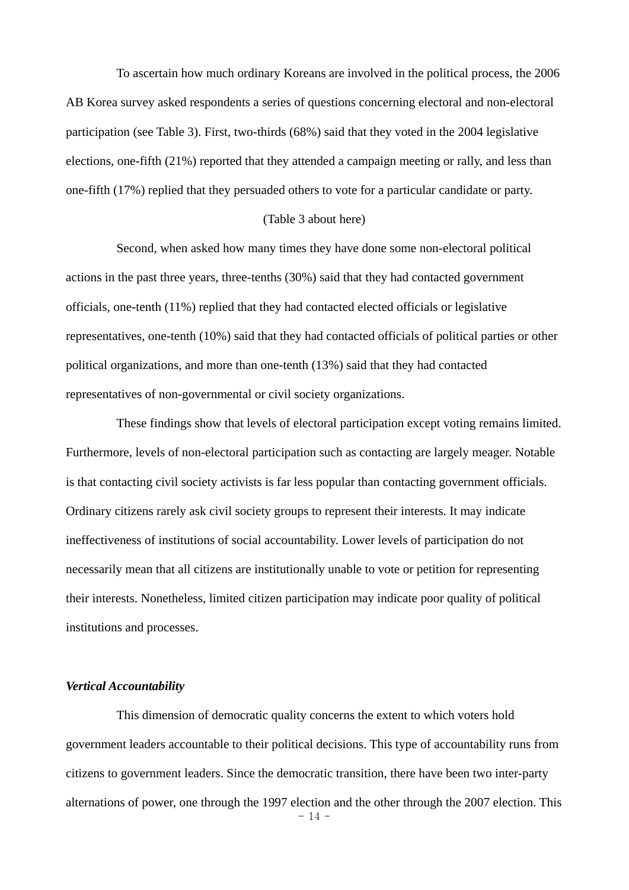To ascertain how much ordinary Koreans are involved in the political process, the 2006 AB Korea survey asked respondents a series of questions concerning electoral and non-electoral participation (see Table 3). First, two-thirds (68%) said that they voted in the 2004 legislative elections, one-fifth (21%) reported that they attended a campaign meeting or rally, and less than one-fifth (17%) replied that they persuaded others to vote for a particular candidate or party.

(Table 3 about here)

Second, when asked how many times they have done some non-electoral political actions in the past three years, three-tenths (30%) said that they had contacted government officials, one-tenth (11%) replied that they had contacted elected officials or legislative representatives, one-tenth (10%) said that they had contacted officials of political parties or other political organizations, and more than one-tenth (13%) said that they had contacted representatives of non-governmental or civil society organizations.

These findings show that levels of electoral participation except voting remains limited. Furthermore, levels of non-electoral participation such as contacting are largely meager. Notable is that contacting civil society activists is far less popular than contacting government officials. Ordinary citizens rarely ask civil society groups to represent their interests. It may indicate ineffectiveness of institutions of social accountability. Lower levels of participation do not necessarily mean that all citizens are institutionally unable to vote or petition for representing their interests. Nonetheless, limited citizen participation may indicate poor quality of political institutions and processes.

***Vertical Accountability***

This dimension of democratic quality concerns the extent to which voters hold government leaders accountable to their political decisions. This type of accountability runs from citizens to government leaders. Since the democratic transition, there have been two inter-party alternations of power, one through the 1997 election and the other through the 2007 election. This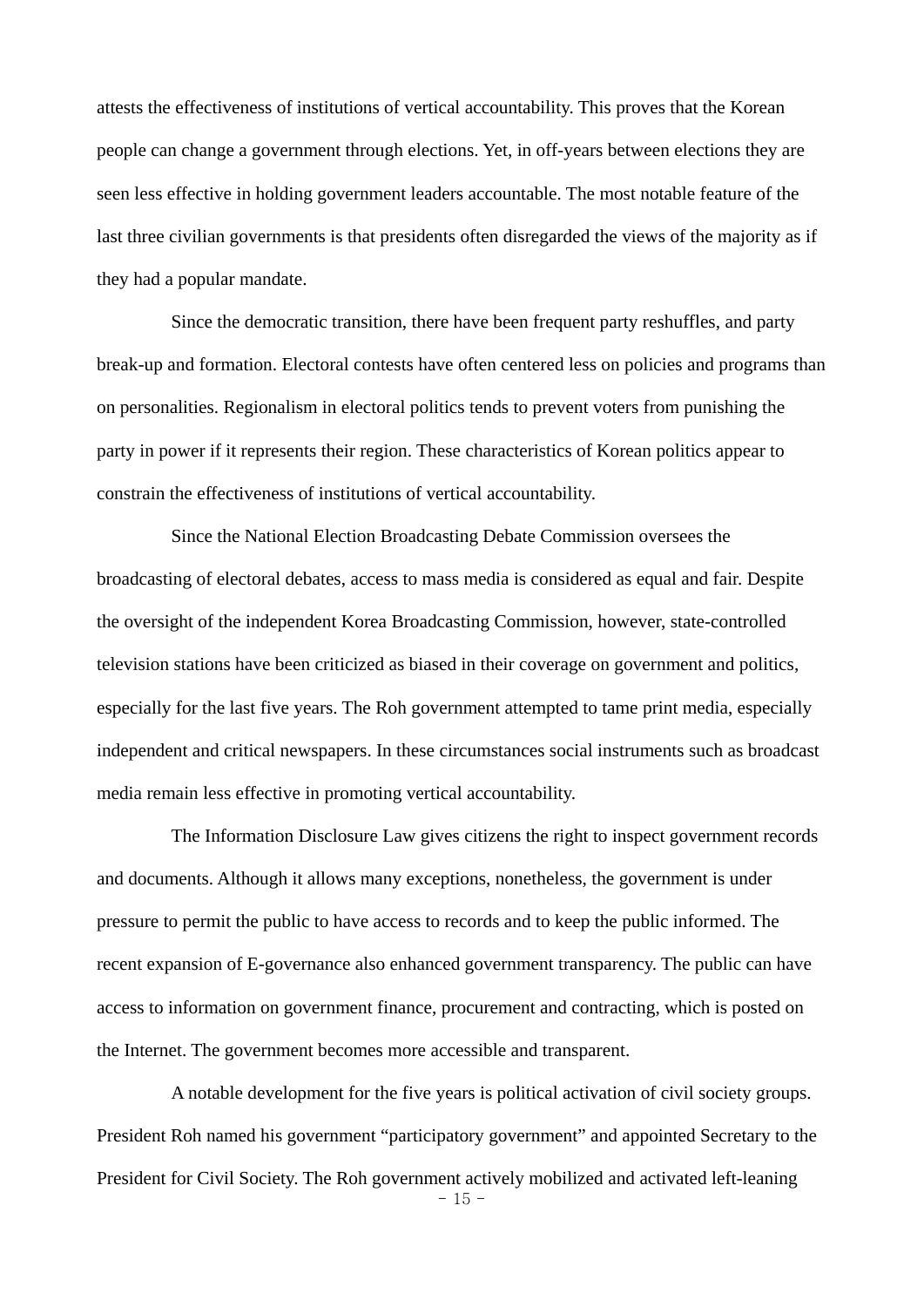attests the effectiveness of institutions of vertical accountability. This proves that the Korean people can change a government through elections. Yet, in off-years between elections they are seen less effective in holding government leaders accountable. The most notable feature of the last three civilian governments is that presidents often disregarded the views of the majority as if they had a popular mandate.

Since the democratic transition, there have been frequent party reshuffles, and party break-up and formation. Electoral contests have often centered less on policies and programs than on personalities. Regionalism in electoral politics tends to prevent voters from punishing the party in power if it represents their region. These characteristics of Korean politics appear to constrain the effectiveness of institutions of vertical accountability.

Since the National Election Broadcasting Debate Commission oversees the broadcasting of electoral debates, access to mass media is considered as equal and fair. Despite the oversight of the independent Korea Broadcasting Commission, however, state-controlled television stations have been criticized as biased in their coverage on government and politics, especially for the last five years. The Roh government attempted to tame print media, especially independent and critical newspapers. In these circumstances social instruments such as broadcast media remain less effective in promoting vertical accountability.

The Information Disclosure Law gives citizens the right to inspect government records and documents. Although it allows many exceptions, nonetheless, the government is under pressure to permit the public to have access to records and to keep the public informed. The recent expansion of E-governance also enhanced government transparency. The public can have access to information on government finance, procurement and contracting, which is posted on the Internet. The government becomes more accessible and transparent.

A notable development for the five years is political activation of civil society groups. President Roh named his government "participatory government" and appointed Secretary to the President for Civil Society. The Roh government actively mobilized and activated left-leaning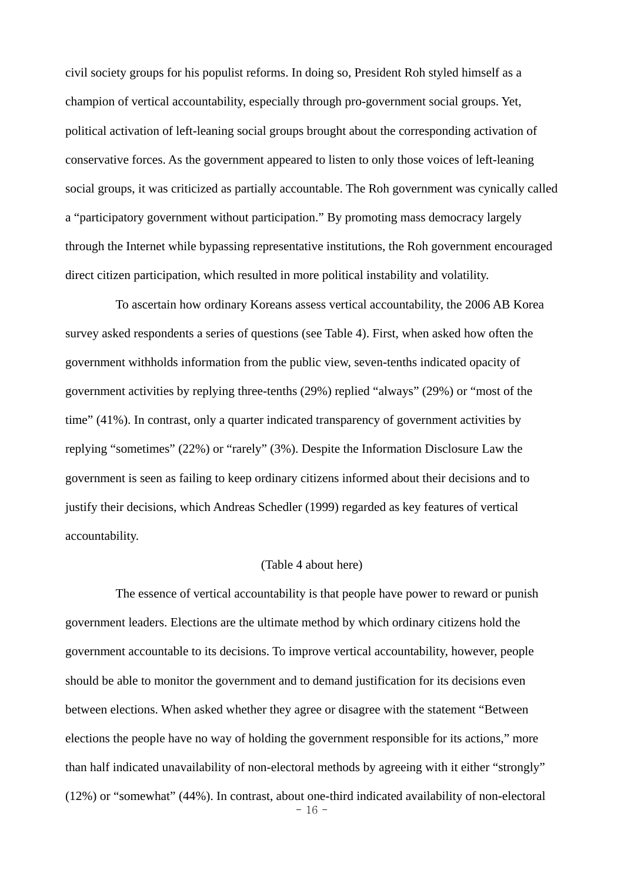civil society groups for his populist reforms. In doing so, President Roh styled himself as a champion of vertical accountability, especially through pro-government social groups. Yet, political activation of left-leaning social groups brought about the corresponding activation of conservative forces. As the government appeared to listen to only those voices of left-leaning social groups, it was criticized as partially accountable. The Roh government was cynically called a "participatory government without participation." By promoting mass democracy largely through the Internet while bypassing representative institutions, the Roh government encouraged direct citizen participation, which resulted in more political instability and volatility.

To ascertain how ordinary Koreans assess vertical accountability, the 2006 AB Korea survey asked respondents a series of questions (see Table 4). First, when asked how often the government withholds information from the public view, seven-tenths indicated opacity of government activities by replying three-tenths (29%) replied "always" (29%) or "most of the time" (41%). In contrast, only a quarter indicated transparency of government activities by replying "sometimes" (22%) or "rarely" (3%). Despite the Information Disclosure Law the government is seen as failing to keep ordinary citizens informed about their decisions and to justify their decisions, which Andreas Schedler (1999) regarded as key features of vertical accountability.

(Table 4 about here)

The essence of vertical accountability is that people have power to reward or punish government leaders. Elections are the ultimate method by which ordinary citizens hold the government accountable to its decisions. To improve vertical accountability, however, people should be able to monitor the government and to demand justification for its decisions even between elections. When asked whether they agree or disagree with the statement "Between elections the people have no way of holding the government responsible for its actions," more than half indicated unavailability of non-electoral methods by agreeing with it either "strongly" (12%) or "somewhat" (44%). In contrast, about one-third indicated availability of non-electoral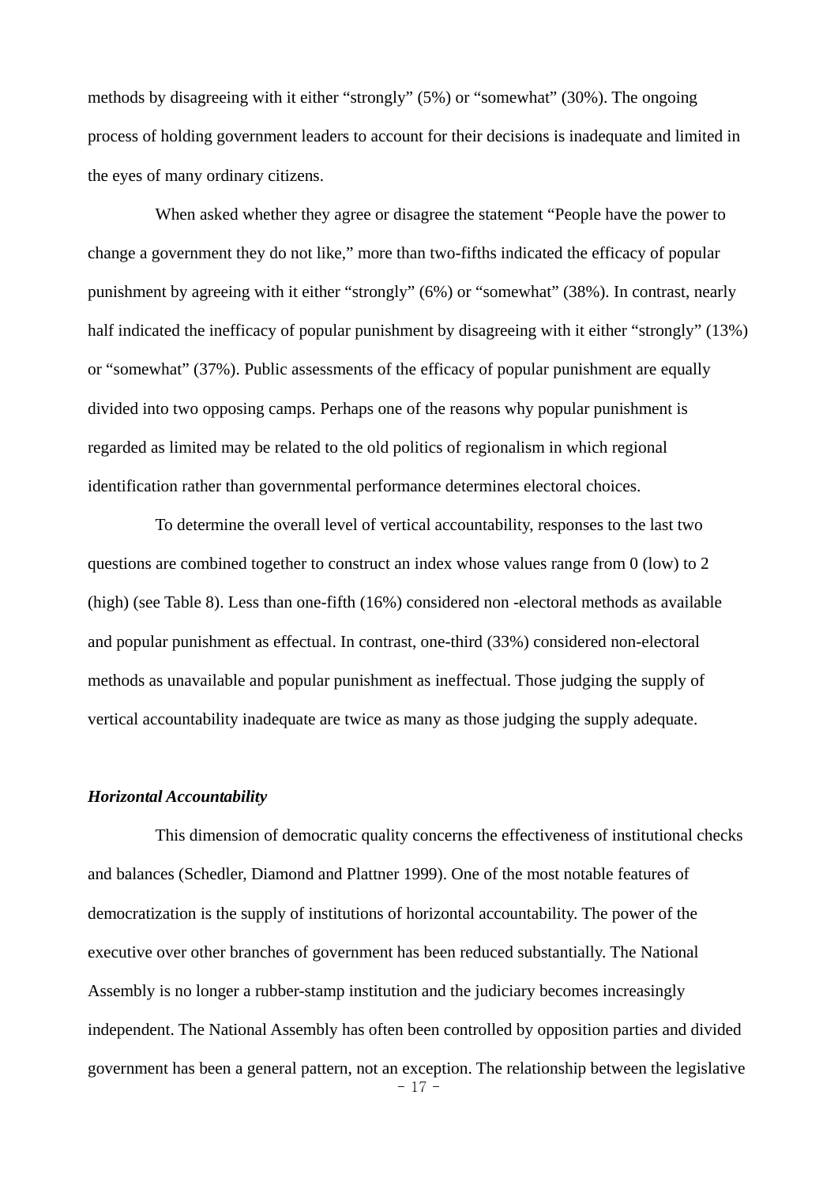methods by disagreeing with it either "strongly" (5%) or "somewhat" (30%). The ongoing process of holding government leaders to account for their decisions is inadequate and limited in the eyes of many ordinary citizens.

When asked whether they agree or disagree the statement "People have the power to change a government they do not like," more than two-fifths indicated the efficacy of popular punishment by agreeing with it either "strongly" (6%) or "somewhat" (38%). In contrast, nearly half indicated the inefficacy of popular punishment by disagreeing with it either "strongly" (13%) or "somewhat" (37%). Public assessments of the efficacy of popular punishment are equally divided into two opposing camps. Perhaps one of the reasons why popular punishment is regarded as limited may be related to the old politics of regionalism in which regional identification rather than governmental performance determines electoral choices.

To determine the overall level of vertical accountability, responses to the last two questions are combined together to construct an index whose values range from 0 (low) to 2 (high) (see Table 8). Less than one-fifth (16%) considered non -electoral methods as available and popular punishment as effectual. In contrast, one-third (33%) considered non-electoral methods as unavailable and popular punishment as ineffectual. Those judging the supply of vertical accountability inadequate are twice as many as those judging the supply adequate.

### ***Horizontal Accountability***

This dimension of democratic quality concerns the effectiveness of institutional checks and balances (Schedler, Diamond and Plattner 1999). One of the most notable features of democratization is the supply of institutions of horizontal accountability. The power of the executive over other branches of government has been reduced substantially. The National Assembly is no longer a rubber-stamp institution and the judiciary becomes increasingly independent. The National Assembly has often been controlled by opposition parties and divided government has been a general pattern, not an exception. The relationship between the legislative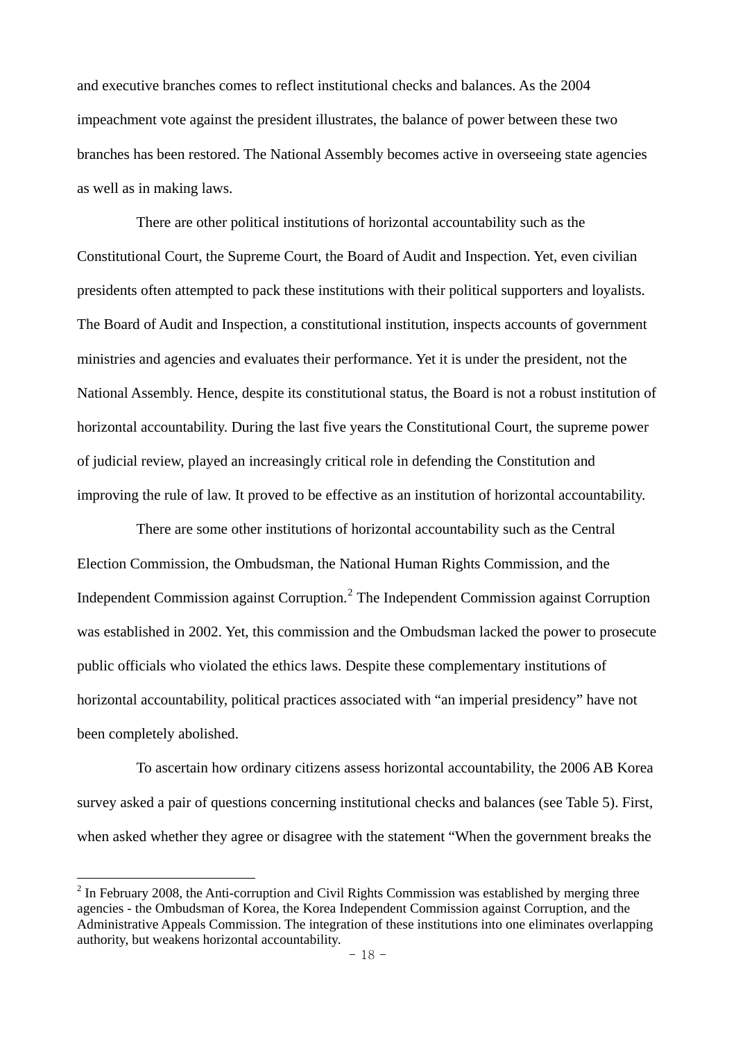and executive branches comes to reflect institutional checks and balances. As the 2004 impeachment vote against the president illustrates, the balance of power between these two branches has been restored. The National Assembly becomes active in overseeing state agencies as well as in making laws.

There are other political institutions of horizontal accountability such as the Constitutional Court, the Supreme Court, the Board of Audit and Inspection. Yet, even civilian presidents often attempted to pack these institutions with their political supporters and loyalists. The Board of Audit and Inspection, a constitutional institution, inspects accounts of government ministries and agencies and evaluates their performance. Yet it is under the president, not the National Assembly. Hence, despite its constitutional status, the Board is not a robust institution of horizontal accountability. During the last five years the Constitutional Court, the supreme power of judicial review, played an increasingly critical role in defending the Constitution and improving the rule of law. It proved to be effective as an institution of horizontal accountability.

There are some other institutions of horizontal accountability such as the Central Election Commission, the Ombudsman, the National Human Rights Commission, and the Independent Commission against Corruption.[2] The Independent Commission against Corruption was established in 2002. Yet, this commission and the Ombudsman lacked the power to prosecute public officials who violated the ethics laws. Despite these complementary institutions of horizontal accountability, political practices associated with "an imperial presidency" have not been completely abolished.

To ascertain how ordinary citizens assess horizontal accountability, the 2006 AB Korea survey asked a pair of questions concerning institutional checks and balances (see Table 5). First, when asked whether they agree or disagree with the statement "When the government breaks the

[2] In February 2008, the Anti-corruption and Civil Rights Commission was established by merging three agencies - the Ombudsman of Korea, the Korea Independent Commission against Corruption, and the Administrative Appeals Commission. The integration of these institutions into one eliminates overlapping authority, but weakens horizontal accountability.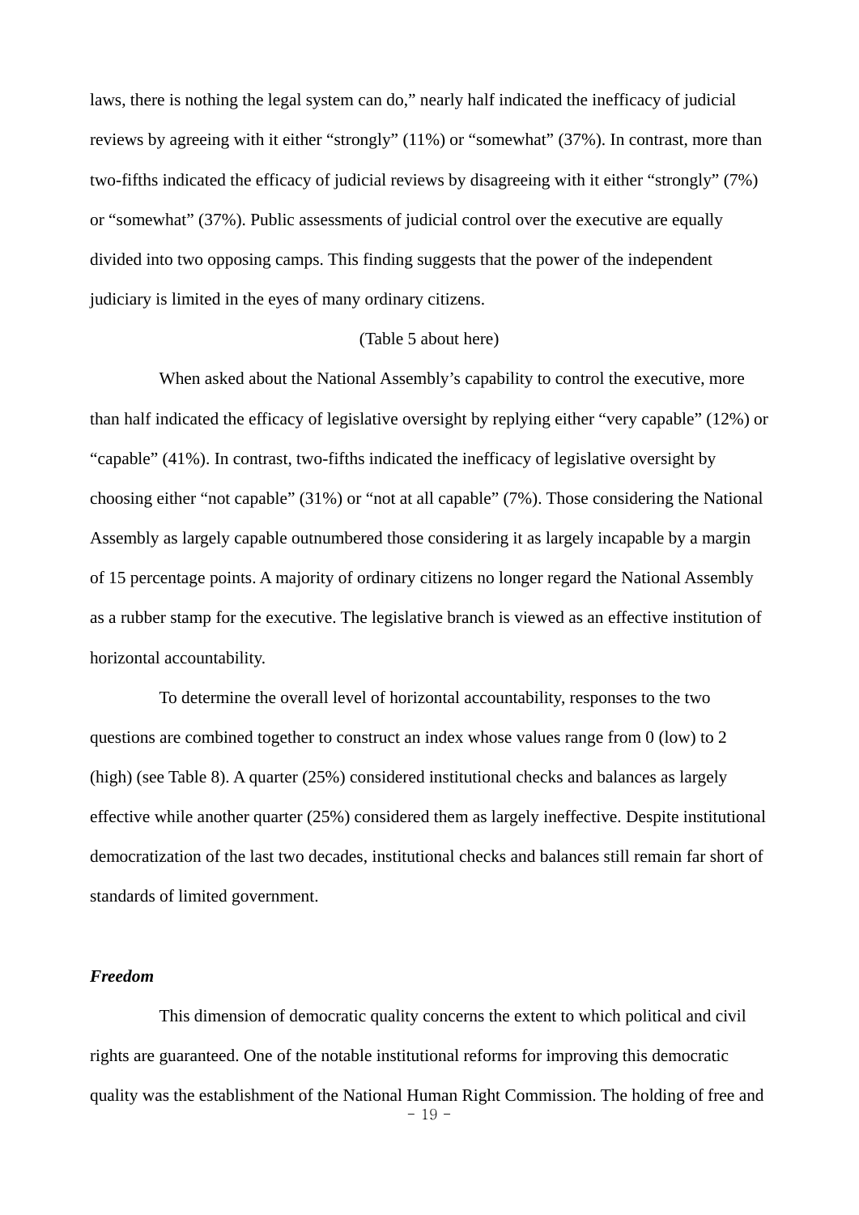laws, there is nothing the legal system can do," nearly half indicated the inefficacy of judicial reviews by agreeing with it either "strongly" (11%) or "somewhat" (37%). In contrast, more than two-fifths indicated the efficacy of judicial reviews by disagreeing with it either "strongly" (7%) or "somewhat" (37%). Public assessments of judicial control over the executive are equally divided into two opposing camps. This finding suggests that the power of the independent judiciary is limited in the eyes of many ordinary citizens.

(Table 5 about here)

When asked about the National Assembly's capability to control the executive, more than half indicated the efficacy of legislative oversight by replying either "very capable" (12%) or "capable" (41%). In contrast, two-fifths indicated the inefficacy of legislative oversight by choosing either "not capable" (31%) or "not at all capable" (7%). Those considering the National Assembly as largely capable outnumbered those considering it as largely incapable by a margin of 15 percentage points. A majority of ordinary citizens no longer regard the National Assembly as a rubber stamp for the executive. The legislative branch is viewed as an effective institution of horizontal accountability.

To determine the overall level of horizontal accountability, responses to the two questions are combined together to construct an index whose values range from 0 (low) to 2 (high) (see Table 8). A quarter (25%) considered institutional checks and balances as largely effective while another quarter (25%) considered them as largely ineffective. Despite institutional democratization of the last two decades, institutional checks and balances still remain far short of standards of limited government.

***Freedom***

This dimension of democratic quality concerns the extent to which political and civil rights are guaranteed. One of the notable institutional reforms for improving this democratic quality was the establishment of the National Human Right Commission. The holding of free and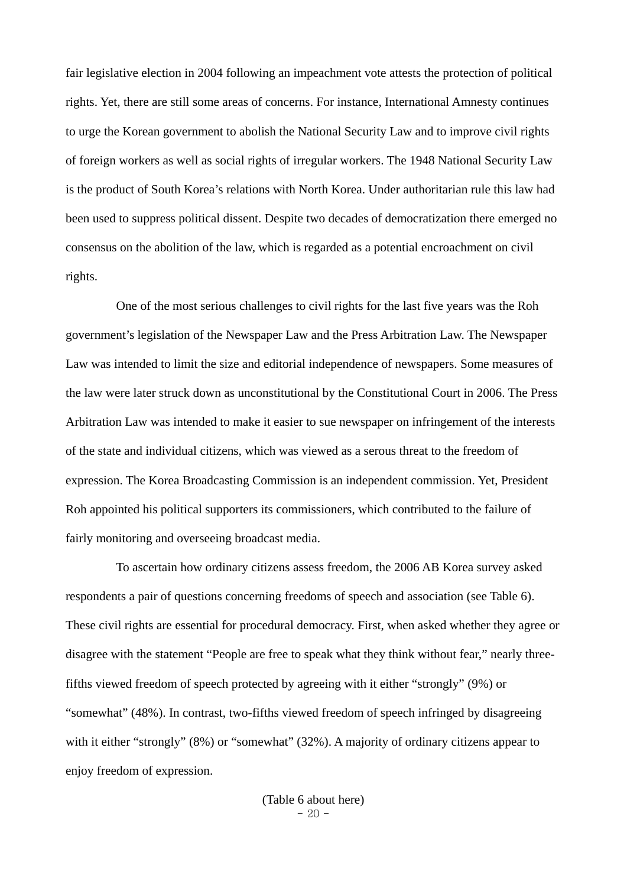fair legislative election in 2004 following an impeachment vote attests the protection of political rights. Yet, there are still some areas of concerns. For instance, International Amnesty continues to urge the Korean government to abolish the National Security Law and to improve civil rights of foreign workers as well as social rights of irregular workers. The 1948 National Security Law is the product of South Korea's relations with North Korea. Under authoritarian rule this law had been used to suppress political dissent. Despite two decades of democratization there emerged no consensus on the abolition of the law, which is regarded as a potential encroachment on civil rights.

One of the most serious challenges to civil rights for the last five years was the Roh government's legislation of the Newspaper Law and the Press Arbitration Law. The Newspaper Law was intended to limit the size and editorial independence of newspapers. Some measures of the law were later struck down as unconstitutional by the Constitutional Court in 2006. The Press Arbitration Law was intended to make it easier to sue newspaper on infringement of the interests of the state and individual citizens, which was viewed as a serous threat to the freedom of expression. The Korea Broadcasting Commission is an independent commission. Yet, President Roh appointed his political supporters its commissioners, which contributed to the failure of fairly monitoring and overseeing broadcast media.

To ascertain how ordinary citizens assess freedom, the 2006 AB Korea survey asked respondents a pair of questions concerning freedoms of speech and association (see Table 6). These civil rights are essential for procedural democracy. First, when asked whether they agree or disagree with the statement "People are free to speak what they think without fear," nearly three-fifths viewed freedom of speech protected by agreeing with it either "strongly" (9%) or "somewhat" (48%). In contrast, two-fifths viewed freedom of speech infringed by disagreeing with it either "strongly" (8%) or "somewhat" (32%). A majority of ordinary citizens appear to enjoy freedom of expression.

(Table 6 about here)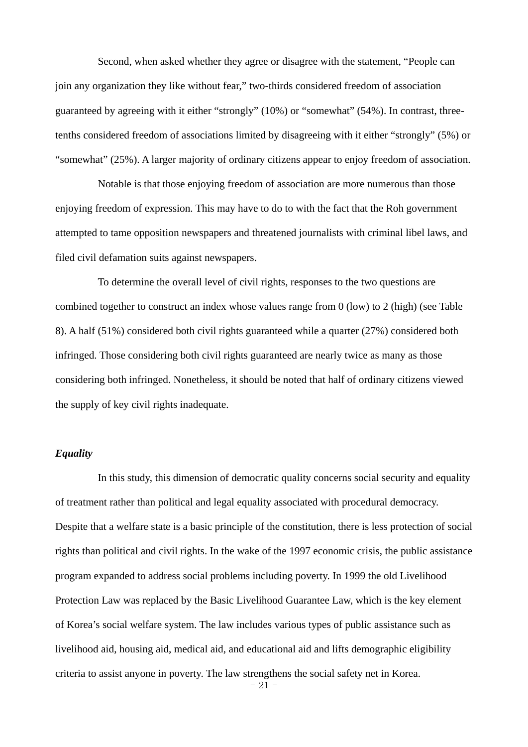Second, when asked whether they agree or disagree with the statement, “People can join any organization they like without fear,” two-thirds considered freedom of association guaranteed by agreeing with it either “strongly” (10%) or “somewhat” (54%). In contrast, three-tenths considered freedom of associations limited by disagreeing with it either “strongly” (5%) or “somewhat” (25%). A larger majority of ordinary citizens appear to enjoy freedom of association.

Notable is that those enjoying freedom of association are more numerous than those enjoying freedom of expression. This may have to do to with the fact that the Roh government attempted to tame opposition newspapers and threatened journalists with criminal libel laws, and filed civil defamation suits against newspapers.

To determine the overall level of civil rights, responses to the two questions are combined together to construct an index whose values range from 0 (low) to 2 (high) (see Table 8). A half (51%) considered both civil rights guaranteed while a quarter (27%) considered both infringed. Those considering both civil rights guaranteed are nearly twice as many as those considering both infringed. Nonetheless, it should be noted that half of ordinary citizens viewed the supply of key civil rights inadequate.

***Equality***

In this study, this dimension of democratic quality concerns social security and equality of treatment rather than political and legal equality associated with procedural democracy. Despite that a welfare state is a basic principle of the constitution, there is less protection of social rights than political and civil rights. In the wake of the 1997 economic crisis, the public assistance program expanded to address social problems including poverty. In 1999 the old Livelihood Protection Law was replaced by the Basic Livelihood Guarantee Law, which is the key element of Korea’s social welfare system. The law includes various types of public assistance such as livelihood aid, housing aid, medical aid, and educational aid and lifts demographic eligibility criteria to assist anyone in poverty. The law strengthens the social safety net in Korea.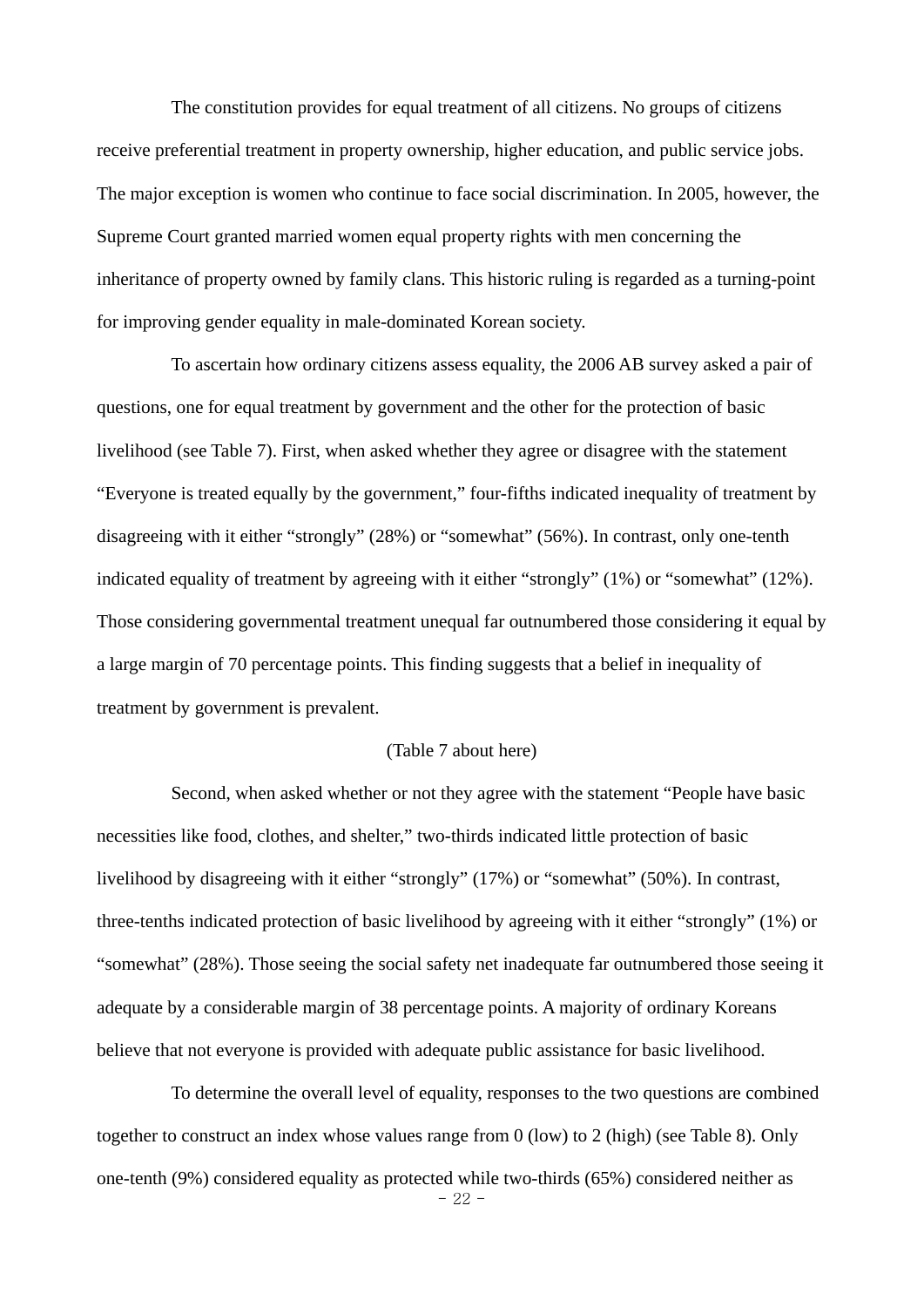The constitution provides for equal treatment of all citizens. No groups of citizens receive preferential treatment in property ownership, higher education, and public service jobs. The major exception is women who continue to face social discrimination. In 2005, however, the Supreme Court granted married women equal property rights with men concerning the inheritance of property owned by family clans. This historic ruling is regarded as a turning-point for improving gender equality in male-dominated Korean society.

To ascertain how ordinary citizens assess equality, the 2006 AB survey asked a pair of questions, one for equal treatment by government and the other for the protection of basic livelihood (see Table 7). First, when asked whether they agree or disagree with the statement "Everyone is treated equally by the government," four-fifths indicated inequality of treatment by disagreeing with it either "strongly" (28%) or "somewhat" (56%). In contrast, only one-tenth indicated equality of treatment by agreeing with it either "strongly" (1%) or "somewhat" (12%). Those considering governmental treatment unequal far outnumbered those considering it equal by a large margin of 70 percentage points. This finding suggests that a belief in inequality of treatment by government is prevalent.

(Table 7 about here)

Second, when asked whether or not they agree with the statement "People have basic necessities like food, clothes, and shelter," two-thirds indicated little protection of basic livelihood by disagreeing with it either "strongly" (17%) or "somewhat" (50%). In contrast, three-tenths indicated protection of basic livelihood by agreeing with it either "strongly" (1%) or "somewhat" (28%). Those seeing the social safety net inadequate far outnumbered those seeing it adequate by a considerable margin of 38 percentage points. A majority of ordinary Koreans believe that not everyone is provided with adequate public assistance for basic livelihood.

To determine the overall level of equality, responses to the two questions are combined together to construct an index whose values range from 0 (low) to 2 (high) (see Table 8). Only one-tenth (9%) considered equality as protected while two-thirds (65%) considered neither as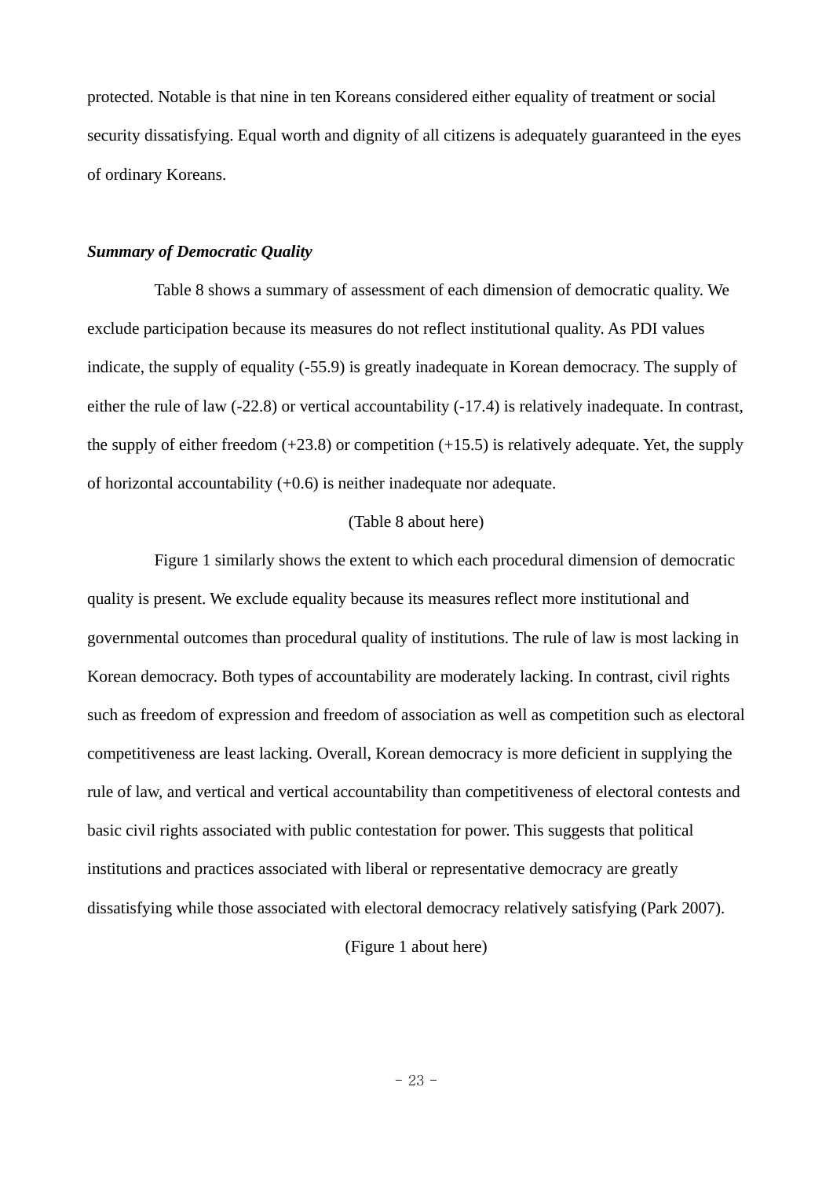protected. Notable is that nine in ten Koreans considered either equality of treatment or social security dissatisfying. Equal worth and dignity of all citizens is adequately guaranteed in the eyes of ordinary Koreans.

***Summary of Democratic Quality***

Table 8 shows a summary of assessment of each dimension of democratic quality. We exclude participation because its measures do not reflect institutional quality. As PDI values indicate, the supply of equality (-55.9) is greatly inadequate in Korean democracy. The supply of either the rule of law (-22.8) or vertical accountability (-17.4) is relatively inadequate. In contrast, the supply of either freedom (+23.8) or competition (+15.5) is relatively adequate. Yet, the supply of horizontal accountability (+0.6) is neither inadequate nor adequate.

(Table 8 about here)

Figure 1 similarly shows the extent to which each procedural dimension of democratic quality is present. We exclude equality because its measures reflect more institutional and governmental outcomes than procedural quality of institutions. The rule of law is most lacking in Korean democracy. Both types of accountability are moderately lacking. In contrast, civil rights such as freedom of expression and freedom of association as well as competition such as electoral competitiveness are least lacking. Overall, Korean democracy is more deficient in supplying the rule of law, and vertical and vertical accountability than competitiveness of electoral contests and basic civil rights associated with public contestation for power. This suggests that political institutions and practices associated with liberal or representative democracy are greatly dissatisfying while those associated with electoral democracy relatively satisfying (Park 2007).

(Figure 1 about here)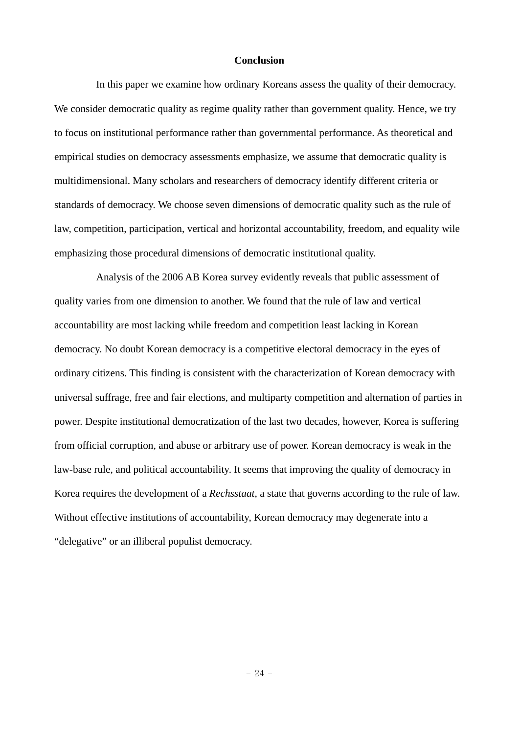## Conclusion

In this paper we examine how ordinary Koreans assess the quality of their democracy. We consider democratic quality as regime quality rather than government quality. Hence, we try to focus on institutional performance rather than governmental performance. As theoretical and empirical studies on democracy assessments emphasize, we assume that democratic quality is multidimensional. Many scholars and researchers of democracy identify different criteria or standards of democracy. We choose seven dimensions of democratic quality such as the rule of law, competition, participation, vertical and horizontal accountability, freedom, and equality wile emphasizing those procedural dimensions of democratic institutional quality.

Analysis of the 2006 AB Korea survey evidently reveals that public assessment of quality varies from one dimension to another. We found that the rule of law and vertical accountability are most lacking while freedom and competition least lacking in Korean democracy. No doubt Korean democracy is a competitive electoral democracy in the eyes of ordinary citizens. This finding is consistent with the characterization of Korean democracy with universal suffrage, free and fair elections, and multiparty competition and alternation of parties in power. Despite institutional democratization of the last two decades, however, Korea is suffering from official corruption, and abuse or arbitrary use of power. Korean democracy is weak in the law-base rule, and political accountability. It seems that improving the quality of democracy in Korea requires the development of a *Rechsstaat*, a state that governs according to the rule of law. Without effective institutions of accountability, Korean democracy may degenerate into a “delegative” or an illiberal populist democracy.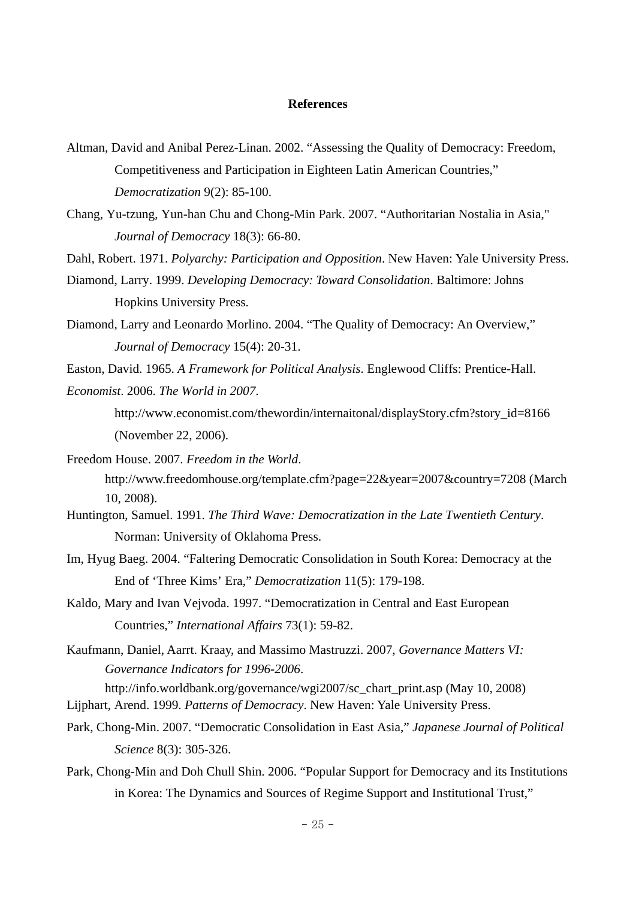## References

Altman, David and Anibal Perez-Linan. 2002. "Assessing the Quality of Democracy: Freedom, Competitiveness and Participation in Eighteen Latin American Countries," *Democratization* 9(2): 85-100.

Chang, Yu-tzung, Yun-han Chu and Chong-Min Park. 2007. "Authoritarian Nostalia in Asia," *Journal of Democracy* 18(3): 66-80.

Dahl, Robert. 1971. *Polyarchy: Participation and Opposition*. New Haven: Yale University Press.

Diamond, Larry. 1999. *Developing Democracy: Toward Consolidation*. Baltimore: Johns Hopkins University Press.

Diamond, Larry and Leonardo Morlino. 2004. "The Quality of Democracy: An Overview," *Journal of Democracy* 15(4): 20-31.

Easton, David. 1965. *A Framework for Political Analysis*. Englewood Cliffs: Prentice-Hall.

*Economist*. 2006. *The World in 2007*. http://www.economist.com/thewordin/internaitonal/displayStory.cfm?story_id=8166 (November 22, 2006).

Freedom House. 2007. *Freedom in the World*. http://www.freedomhouse.org/template.cfm?page=22&year=2007&country=7208 (March 10, 2008).

Huntington, Samuel. 1991. *The Third Wave: Democratization in the Late Twentieth Century*. Norman: University of Oklahoma Press.

Im, Hyug Baeg. 2004. "Faltering Democratic Consolidation in South Korea: Democracy at the End of 'Three Kims' Era," *Democratization* 11(5): 179-198.

Kaldo, Mary and Ivan Vejvoda. 1997. "Democratization in Central and East European Countries," *International Affairs* 73(1): 59-82.

Kaufmann, Daniel, Aarrt. Kraay, and Massimo Mastruzzi. 2007, *Governance Matters VI: Governance Indicators for 1996-2006*. http://info.worldbank.org/governance/wgi2007/sc_chart_print.asp (May 10, 2008)

Lijphart, Arend. 1999. *Patterns of Democracy*. New Haven: Yale University Press.

Park, Chong-Min. 2007. "Democratic Consolidation in East Asia," *Japanese Journal of Political Science* 8(3): 305-326.

Park, Chong-Min and Doh Chull Shin. 2006. "Popular Support for Democracy and its Institutions in Korea: The Dynamics and Sources of Regime Support and Institutional Trust,"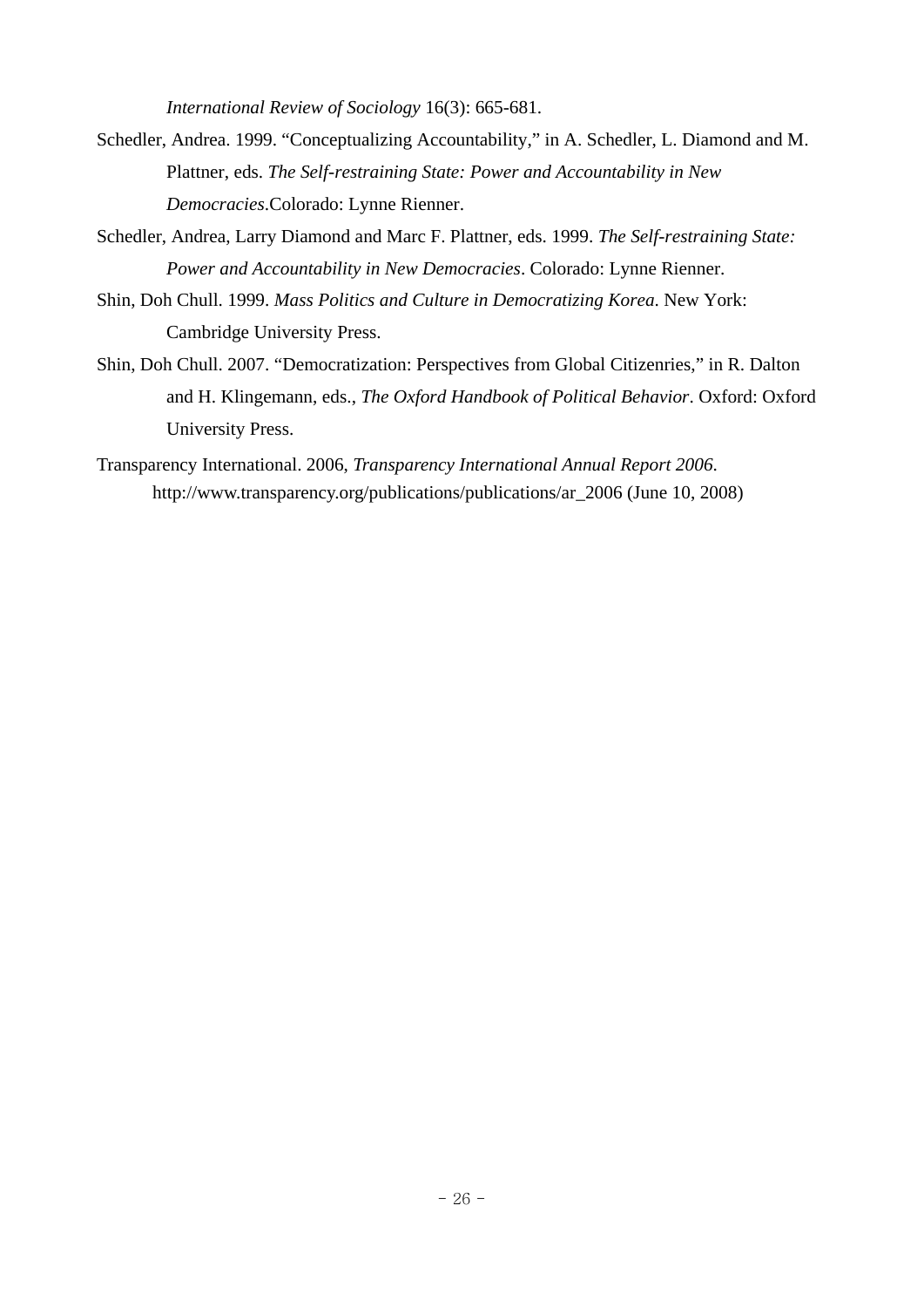*International Review of Sociology* 16(3): 665-681.

Schedler, Andrea. 1999. “Conceptualizing Accountability,” in A. Schedler, L. Diamond and M. Plattner, eds. *The Self-restraining State: Power and Accountability in New Democracies*.Colorado: Lynne Rienner.

Schedler, Andrea, Larry Diamond and Marc F. Plattner, eds. 1999. *The Self-restraining State: Power and Accountability in New Democracies*. Colorado: Lynne Rienner.

Shin, Doh Chull. 1999. *Mass Politics and Culture in Democratizing Korea*. New York: Cambridge University Press.

Shin, Doh Chull. 2007. “Democratization: Perspectives from Global Citizenries,” in R. Dalton and H. Klingemann, eds., *The Oxford Handbook of Political Behavior*. Oxford: Oxford University Press.

Transparency International. 2006, *Transparency International Annual Report 2006*. http://www.transparency.org/publications/publications/ar_2006 (June 10, 2008)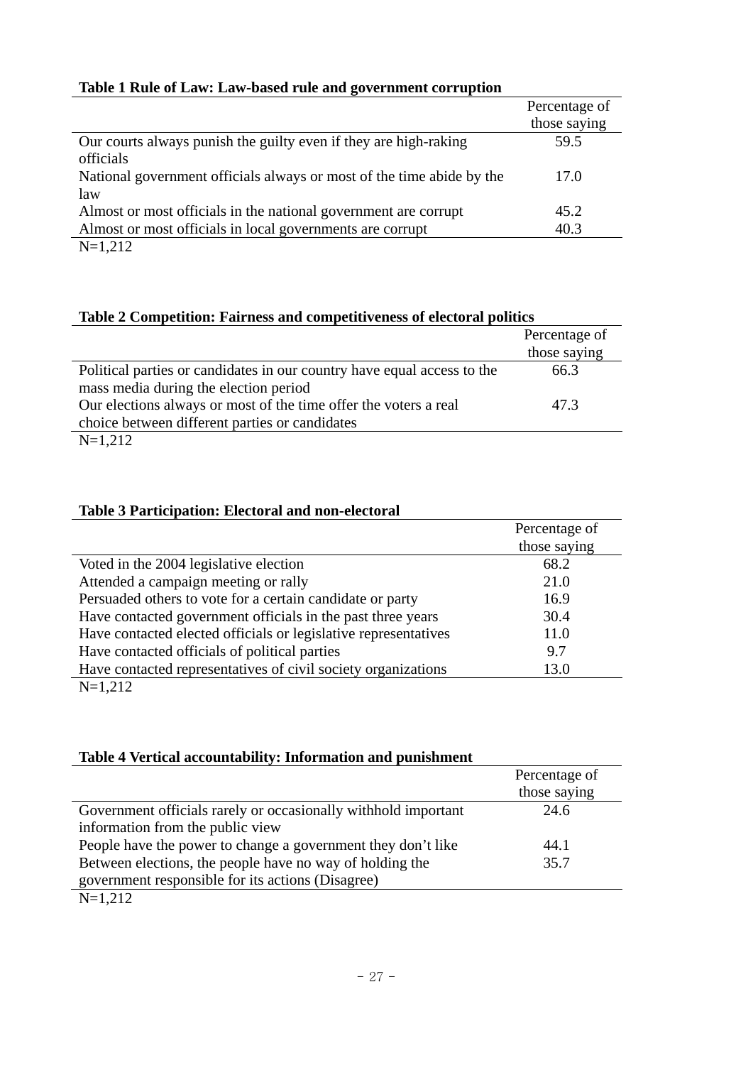**Table 1 Rule of Law: Law-based rule and government corruption**

| | Percentage of those saying |
|---|---|
| Our courts always punish the guilty even if they are high-raking officials | 59.5 |
| National government officials always or most of the time abide by the law | 17.0 |
| Almost or most officials in the national government are corrupt | 45.2 |
| Almost or most officials in local governments are corrupt | 40.3 |

N=1,212

**Table 2 Competition: Fairness and competitiveness of electoral politics**

| | Percentage of those saying |
|---|---|
| Political parties or candidates in our country have equal access to the mass media during the election period | 66.3 |
| Our elections always or most of the time offer the voters a real choice between different parties or candidates | 47.3 |

N=1,212

**Table 3 Participation: Electoral and non-electoral**

| | Percentage of those saying |
|---|---|
| Voted in the 2004 legislative election | 68.2 |
| Attended a campaign meeting or rally | 21.0 |
| Persuaded others to vote for a certain candidate or party | 16.9 |
| Have contacted government officials in the past three years | 30.4 |
| Have contacted elected officials or legislative representatives | 11.0 |
| Have contacted officials of political parties | 9.7 |
| Have contacted representatives of civil society organizations | 13.0 |

N=1,212

**Table 4 Vertical accountability: Information and punishment**

| | Percentage of those saying |
|---|---|
| Government officials rarely or occasionally withhold important information from the public view | 24.6 |
| People have the power to change a government they don't like | 44.1 |
| Between elections, the people have no way of holding the government responsible for its actions (Disagree) | 35.7 |

N=1,212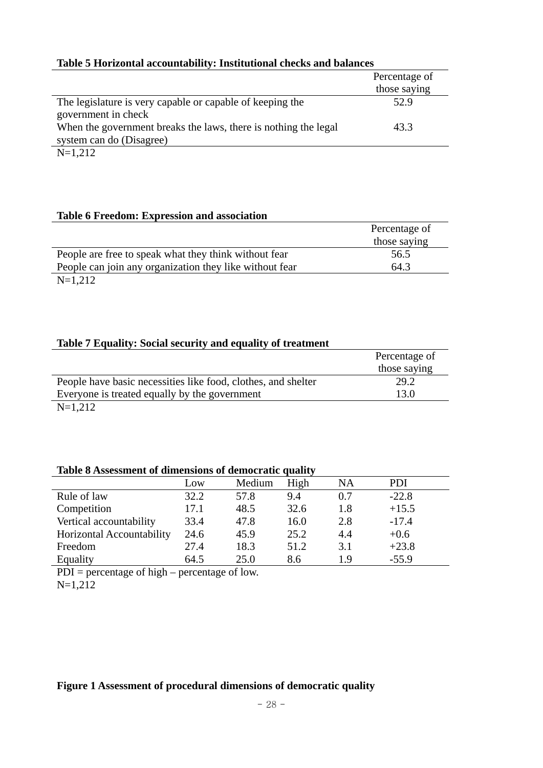**Table 5 Horizontal accountability: Institutional checks and balances**

| | Percentage of those saying |
|---|---|
| The legislature is very capable or capable of keeping the government in check | 52.9 |
| When the government breaks the laws, there is nothing the legal system can do (Disagree) | 43.3 |

N=1,212

**Table 6 Freedom: Expression and association**

| | Percentage of those saying |
|---|---|
| People are free to speak what they think without fear | 56.5 |
| People can join any organization they like without fear | 64.3 |

N=1,212

**Table 7 Equality: Social security and equality of treatment**

| | Percentage of those saying |
|---|---|
| People have basic necessities like food, clothes, and shelter | 29.2 |
| Everyone is treated equally by the government | 13.0 |

N=1,212

**Table 8 Assessment of dimensions of democratic quality**

| | Low | Medium | High | NA | PDI |
|---|---|---|---|---|---|
| Rule of law | 32.2 | 57.8 | 9.4 | 0.7 | -22.8 |
| Competition | 17.1 | 48.5 | 32.6 | 1.8 | +15.5 |
| Vertical accountability | 33.4 | 47.8 | 16.0 | 2.8 | -17.4 |
| Horizontal Accountability | 24.6 | 45.9 | 25.2 | 4.4 | +0.6 |
| Freedom | 27.4 | 18.3 | 51.2 | 3.1 | +23.8 |
| Equality | 64.5 | 25.0 | 8.6 | 1.9 | -55.9 |

PDI = percentage of high – percentage of low.
N=1,212

**Figure 1 Assessment of procedural dimensions of democratic quality**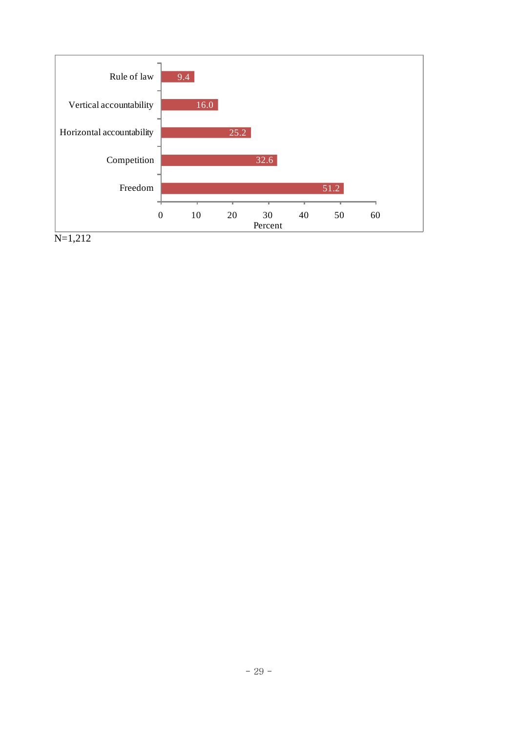Rule of law
Vertical accountability
Horizontal accountability
Competition
Freedom

9.4
16.0
25.2
32.6
51.2

0 10 20 30 40 50 60
Percent

N=1,212